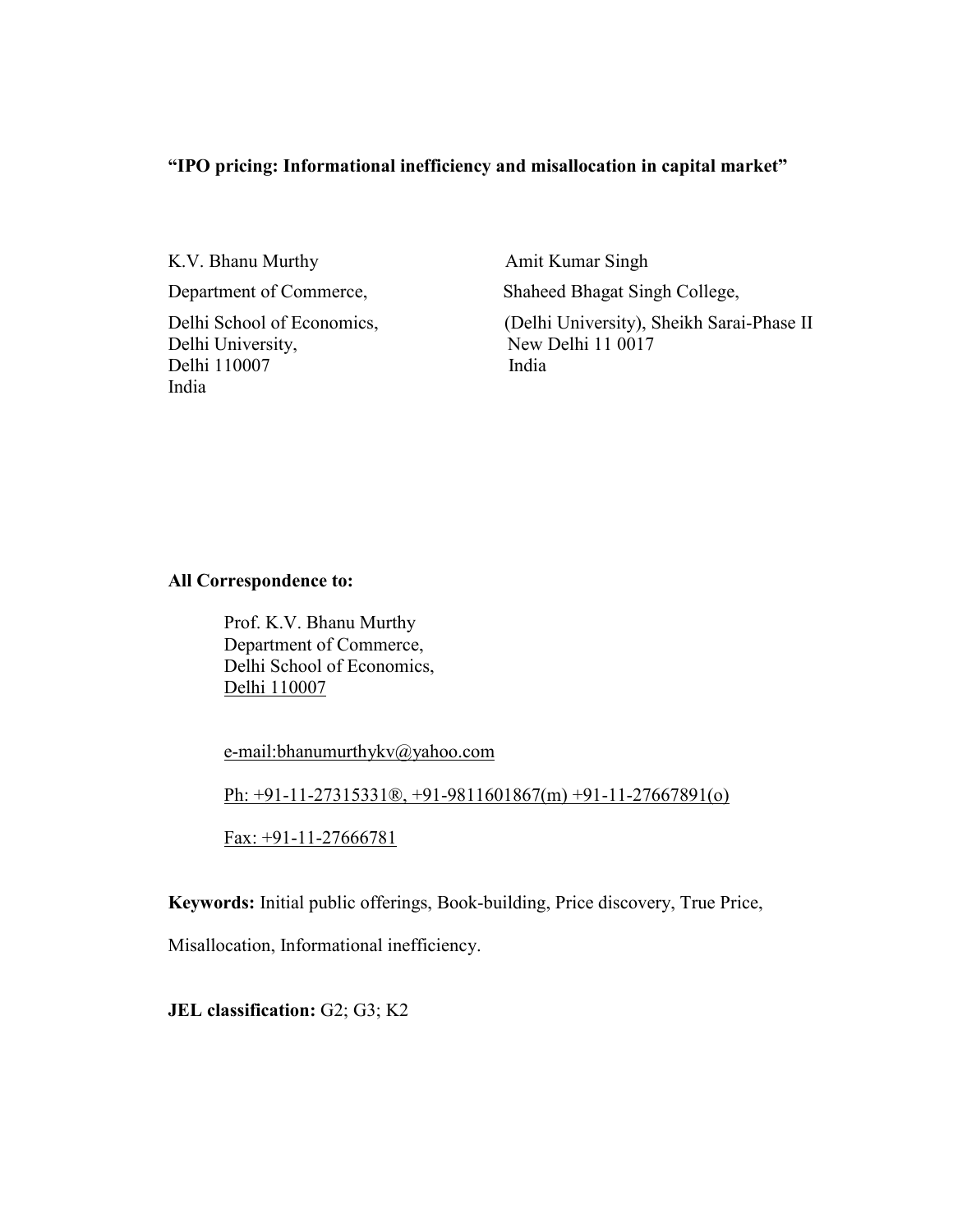**"IPO pricing: Informational inefficiency and misallocation in capital market"**

K.V. Bhanu Murthy
Department of Commerce,
Delhi School of Economics,
Delhi University,
Delhi 110007
India

Amit Kumar Singh
Shaheed Bhagat Singh College,
(Delhi University), Sheikh Sarai-Phase II
New Delhi 11 0017
India

**All Correspondence to:**

Prof. K.V. Bhanu Murthy
Department of Commerce,
Delhi School of Economics,
Delhi 110007

e-mail:bhanumurthykv@yahoo.com

Ph: +91-11-27315331®, +91-9811601867(m) +91-11-27667891(o)

Fax: +91-11-27666781

**Keywords:** Initial public offerings, Book-building, Price discovery, True Price, Misallocation, Informational inefficiency.

**JEL classification:** G2; G3; K2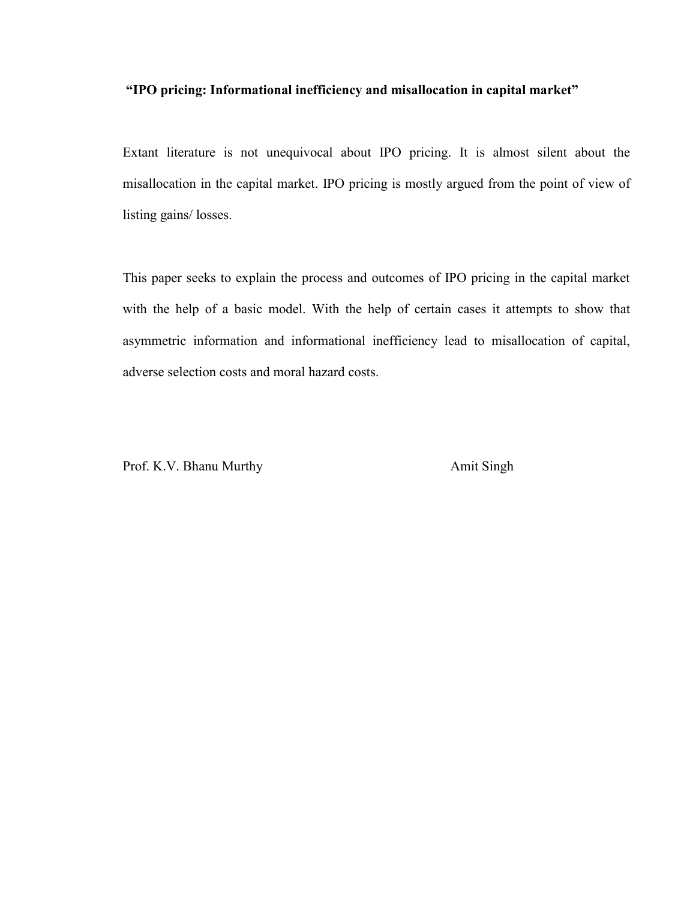**"IPO pricing: Informational inefficiency and misallocation in capital market"**

Extant literature is not unequivocal about IPO pricing. It is almost silent about the misallocation in the capital market. IPO pricing is mostly argued from the point of view of listing gains/ losses.

This paper seeks to explain the process and outcomes of IPO pricing in the capital market with the help of a basic model. With the help of certain cases it attempts to show that asymmetric information and informational inefficiency lead to misallocation of capital, adverse selection costs and moral hazard costs.

Prof. K.V. Bhanu Murthy          Amit Singh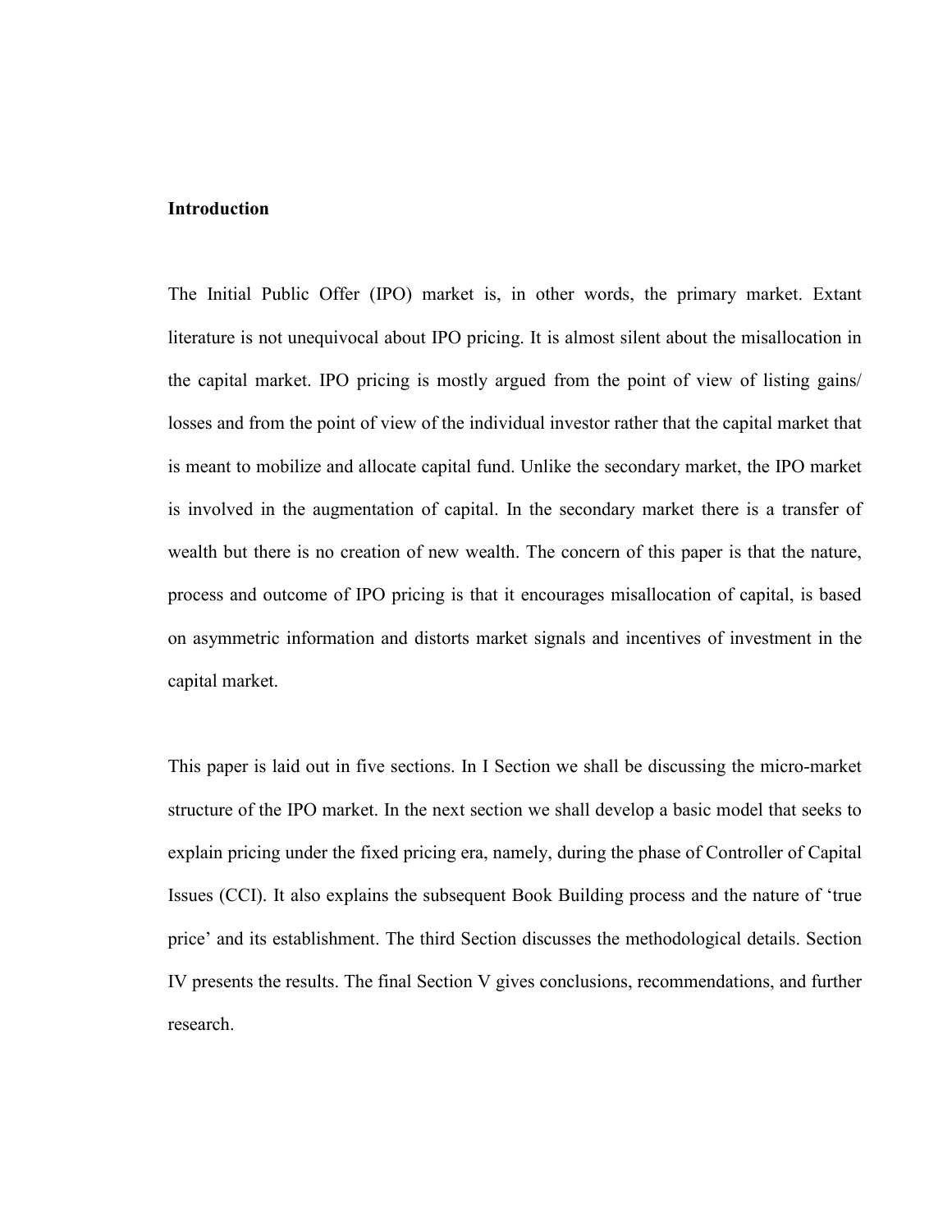## Introduction

The Initial Public Offer (IPO) market is, in other words, the primary market. Extant literature is not unequivocal about IPO pricing. It is almost silent about the misallocation in the capital market. IPO pricing is mostly argued from the point of view of listing gains/ losses and from the point of view of the individual investor rather that the capital market that is meant to mobilize and allocate capital fund. Unlike the secondary market, the IPO market is involved in the augmentation of capital. In the secondary market there is a transfer of wealth but there is no creation of new wealth. The concern of this paper is that the nature, process and outcome of IPO pricing is that it encourages misallocation of capital, is based on asymmetric information and distorts market signals and incentives of investment in the capital market.

This paper is laid out in five sections. In I Section we shall be discussing the micro-market structure of the IPO market. In the next section we shall develop a basic model that seeks to explain pricing under the fixed pricing era, namely, during the phase of Controller of Capital Issues (CCI). It also explains the subsequent Book Building process and the nature of 'true price' and its establishment. The third Section discusses the methodological details. Section IV presents the results. The final Section V gives conclusions, recommendations, and further research.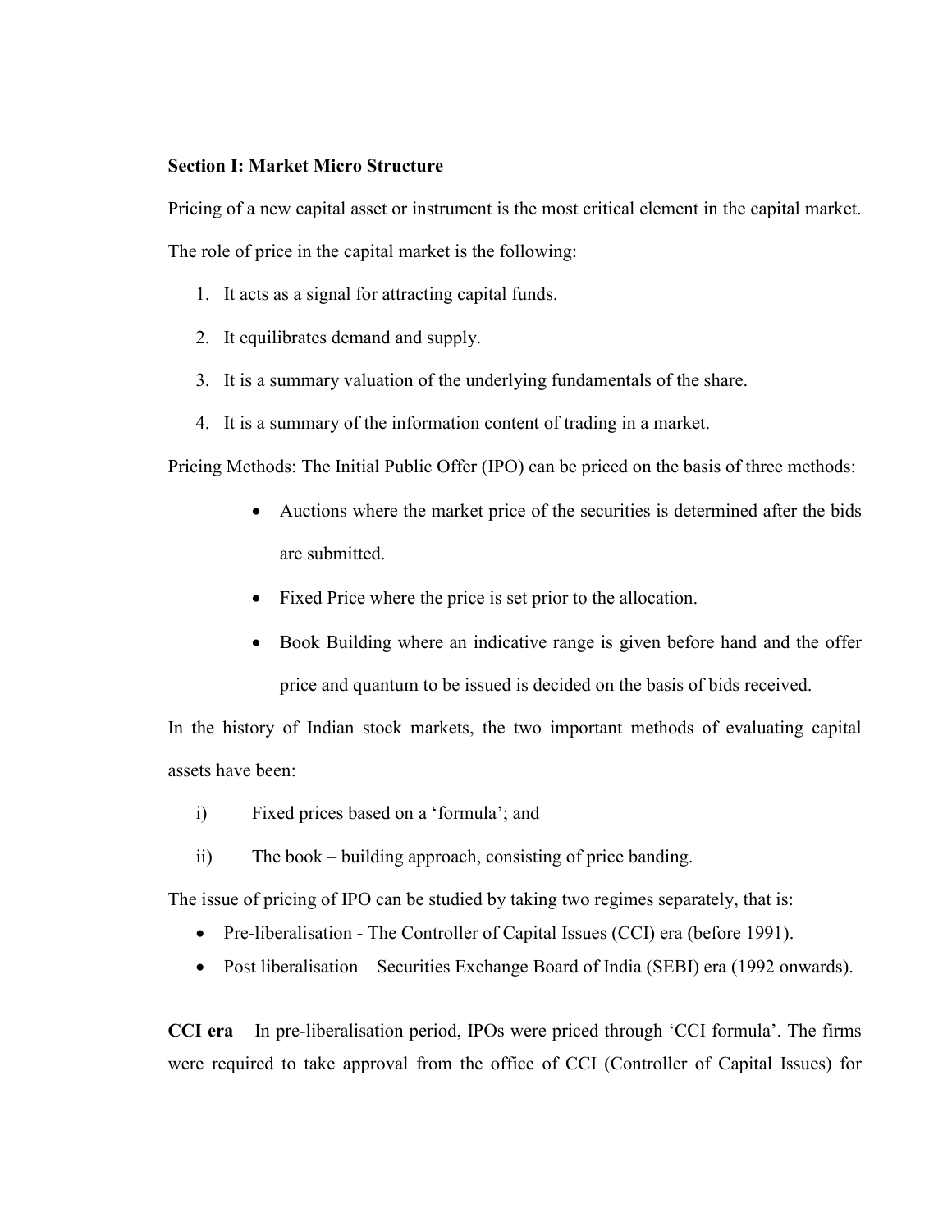**Section I: Market Micro Structure**

Pricing of a new capital asset or instrument is the most critical element in the capital market. The role of price in the capital market is the following:

1. It acts as a signal for attracting capital funds.
2. It equilibrates demand and supply.
3. It is a summary valuation of the underlying fundamentals of the share.
4. It is a summary of the information content of trading in a market.

Pricing Methods: The Initial Public Offer (IPO) can be priced on the basis of three methods:

- Auctions where the market price of the securities is determined after the bids are submitted.
- Fixed Price where the price is set prior to the allocation.
- Book Building where an indicative range is given before hand and the offer price and quantum to be issued is decided on the basis of bids received.

In the history of Indian stock markets, the two important methods of evaluating capital assets have been:

i) Fixed prices based on a 'formula'; and

ii) The book – building approach, consisting of price banding.

The issue of pricing of IPO can be studied by taking two regimes separately, that is:

- Pre-liberalisation - The Controller of Capital Issues (CCI) era (before 1991).
- Post liberalisation – Securities Exchange Board of India (SEBI) era (1992 onwards).

**CCI era** – In pre-liberalisation period, IPOs were priced through 'CCI formula'. The firms were required to take approval from the office of CCI (Controller of Capital Issues) for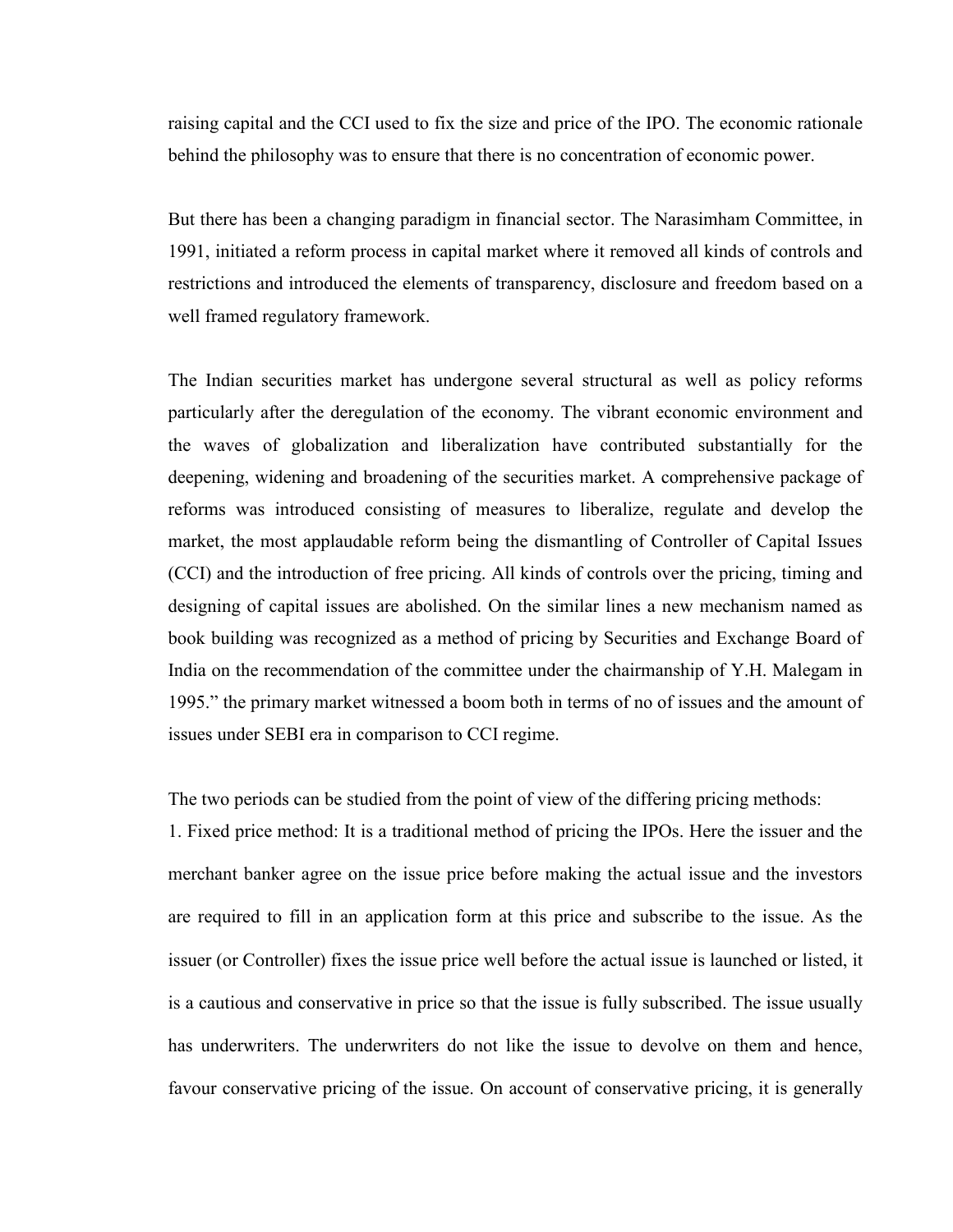raising capital and the CCI used to fix the size and price of the IPO. The economic rationale behind the philosophy was to ensure that there is no concentration of economic power.

But there has been a changing paradigm in financial sector. The Narasimham Committee, in 1991, initiated a reform process in capital market where it removed all kinds of controls and restrictions and introduced the elements of transparency, disclosure and freedom based on a well framed regulatory framework.

The Indian securities market has undergone several structural as well as policy reforms particularly after the deregulation of the economy. The vibrant economic environment and the waves of globalization and liberalization have contributed substantially for the deepening, widening and broadening of the securities market. A comprehensive package of reforms was introduced consisting of measures to liberalize, regulate and develop the market, the most applaudable reform being the dismantling of Controller of Capital Issues (CCI) and the introduction of free pricing. All kinds of controls over the pricing, timing and designing of capital issues are abolished. On the similar lines a new mechanism named as book building was recognized as a method of pricing by Securities and Exchange Board of India on the recommendation of the committee under the chairmanship of Y.H. Malegam in 1995." the primary market witnessed a boom both in terms of no of issues and the amount of issues under SEBI era in comparison to CCI regime.

The two periods can be studied from the point of view of the differing pricing methods:

1. Fixed price method: It is a traditional method of pricing the IPOs. Here the issuer and the merchant banker agree on the issue price before making the actual issue and the investors are required to fill in an application form at this price and subscribe to the issue. As the issuer (or Controller) fixes the issue price well before the actual issue is launched or listed, it is a cautious and conservative in price so that the issue is fully subscribed. The issue usually has underwriters. The underwriters do not like the issue to devolve on them and hence, favour conservative pricing of the issue. On account of conservative pricing, it is generally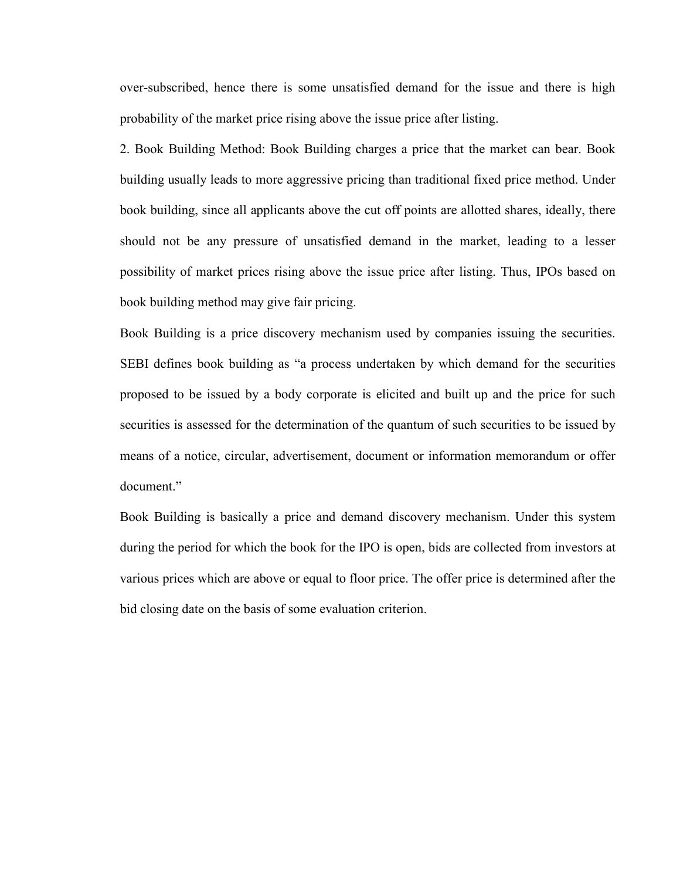over-subscribed, hence there is some unsatisfied demand for the issue and there is high probability of the market price rising above the issue price after listing.

2. Book Building Method: Book Building charges a price that the market can bear. Book building usually leads to more aggressive pricing than traditional fixed price method. Under book building, since all applicants above the cut off points are allotted shares, ideally, there should not be any pressure of unsatisfied demand in the market, leading to a lesser possibility of market prices rising above the issue price after listing. Thus, IPOs based on book building method may give fair pricing.

Book Building is a price discovery mechanism used by companies issuing the securities. SEBI defines book building as "a process undertaken by which demand for the securities proposed to be issued by a body corporate is elicited and built up and the price for such securities is assessed for the determination of the quantum of such securities to be issued by means of a notice, circular, advertisement, document or information memorandum or offer document."

Book Building is basically a price and demand discovery mechanism. Under this system during the period for which the book for the IPO is open, bids are collected from investors at various prices which are above or equal to floor price. The offer price is determined after the bid closing date on the basis of some evaluation criterion.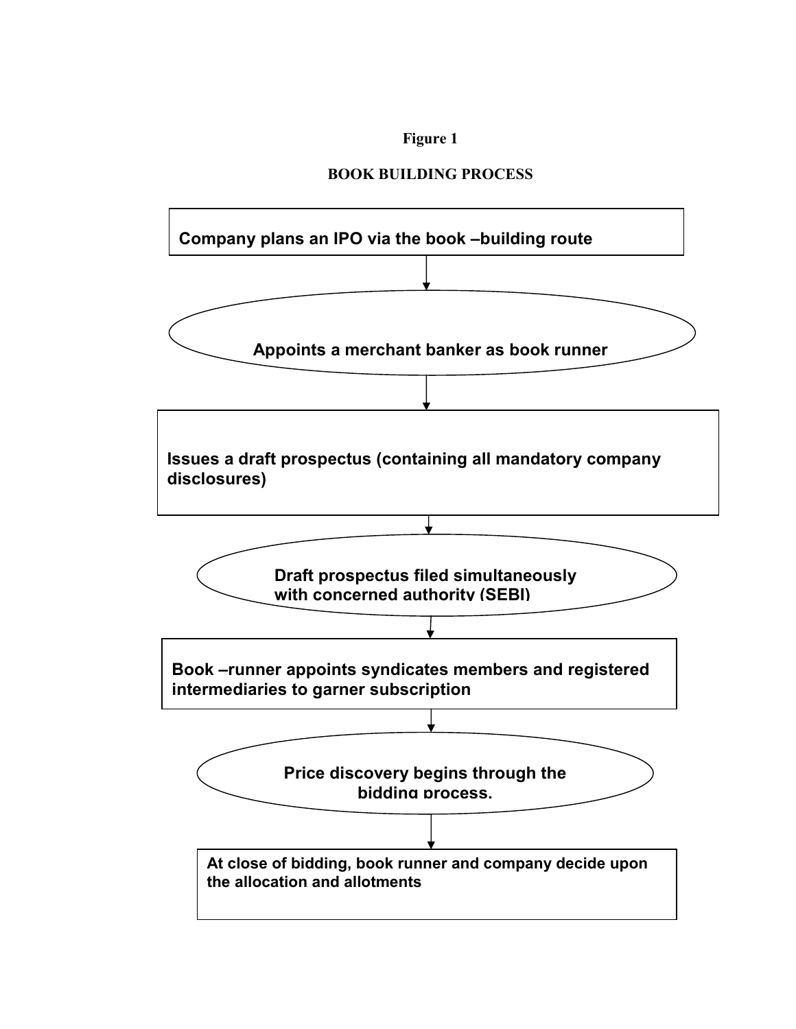**Figure 1**

**BOOK BUILDING PROCESS**

**Company plans an IPO via the book –building route**

↓

**Appoints a merchant banker as book runner**

↓

**Issues a draft prospectus (containing all mandatory company disclosures)**

↓

**Draft prospectus filed simultaneously with concerned authority (SEBI)**

↓

**Book –runner appoints syndicates members and registered intermediaries to garner subscription**

↓

**Price discovery begins through the bidding process.**

↓

**At close of bidding, book runner and company decide upon the allocation and allotments**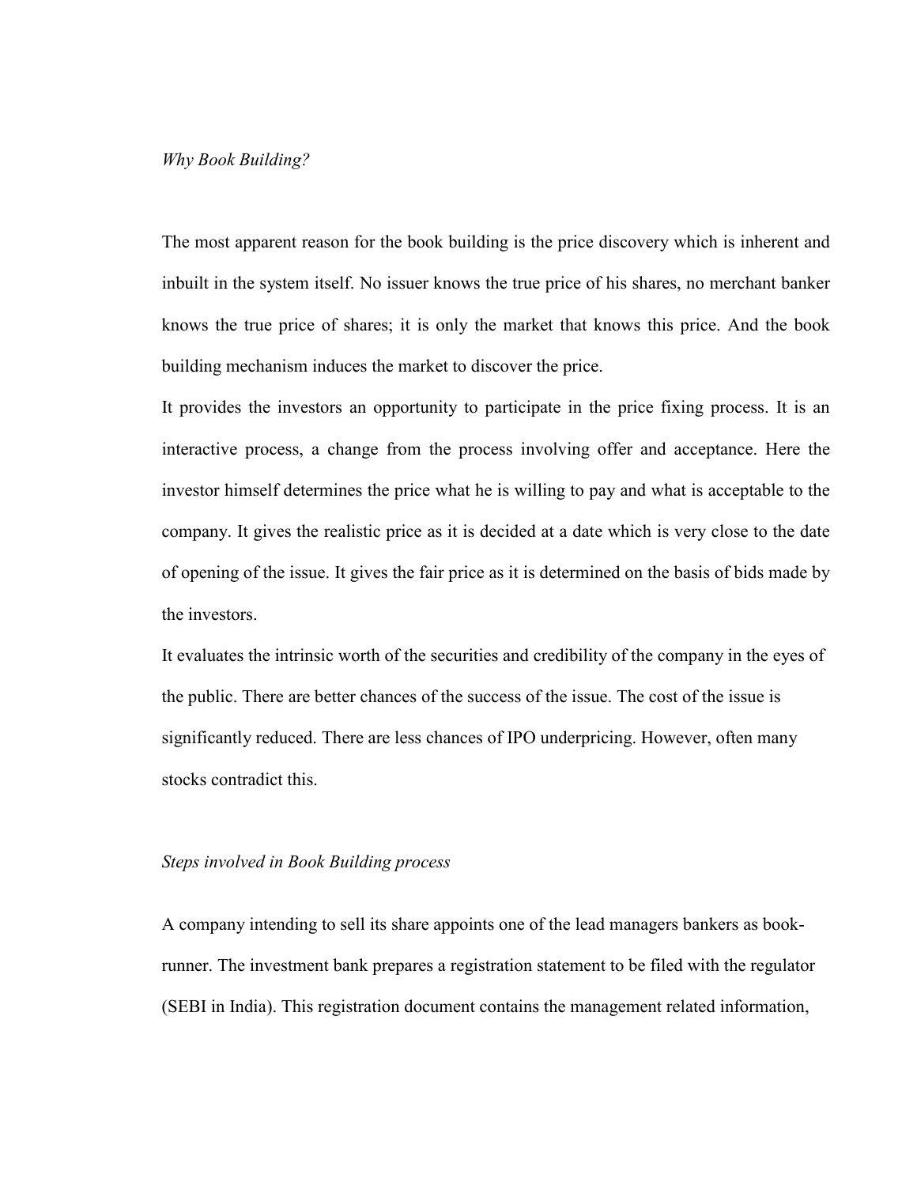*Why Book Building?*

The most apparent reason for the book building is the price discovery which is inherent and inbuilt in the system itself. No issuer knows the true price of his shares, no merchant banker knows the true price of shares; it is only the market that knows this price. And the book building mechanism induces the market to discover the price.

It provides the investors an opportunity to participate in the price fixing process. It is an interactive process, a change from the process involving offer and acceptance. Here the investor himself determines the price what he is willing to pay and what is acceptable to the company. It gives the realistic price as it is decided at a date which is very close to the date of opening of the issue. It gives the fair price as it is determined on the basis of bids made by the investors.

It evaluates the intrinsic worth of the securities and credibility of the company in the eyes of the public. There are better chances of the success of the issue. The cost of the issue is significantly reduced. There are less chances of IPO underpricing. However, often many stocks contradict this.

*Steps involved in Book Building process*

A company intending to sell its share appoints one of the lead managers bankers as book-runner. The investment bank prepares a registration statement to be filed with the regulator (SEBI in India). This registration document contains the management related information,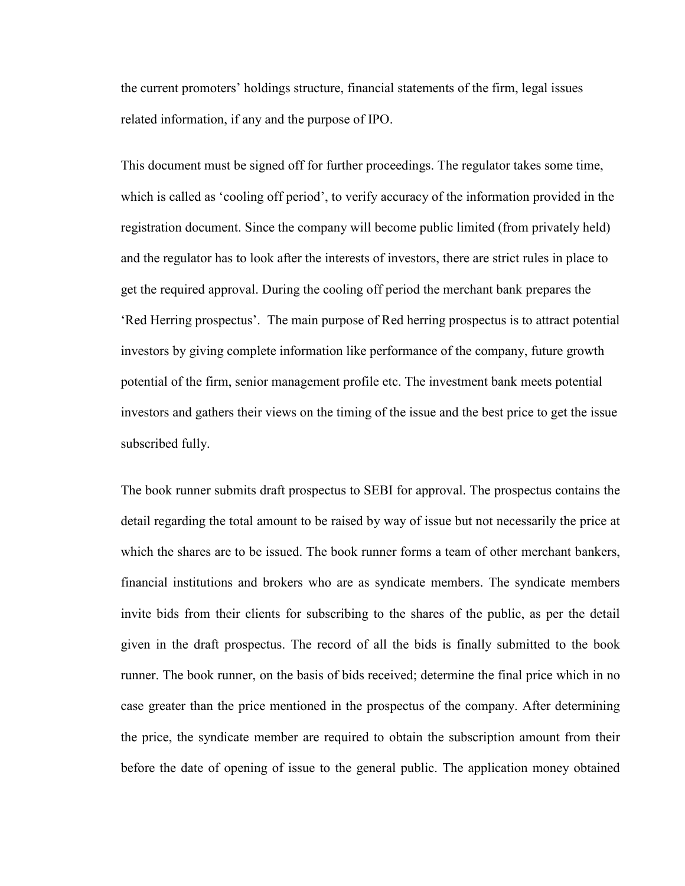the current promoters' holdings structure, financial statements of the firm, legal issues related information, if any and the purpose of IPO.

This document must be signed off for further proceedings. The regulator takes some time, which is called as 'cooling off period', to verify accuracy of the information provided in the registration document. Since the company will become public limited (from privately held) and the regulator has to look after the interests of investors, there are strict rules in place to get the required approval. During the cooling off period the merchant bank prepares the 'Red Herring prospectus'. The main purpose of Red herring prospectus is to attract potential investors by giving complete information like performance of the company, future growth potential of the firm, senior management profile etc. The investment bank meets potential investors and gathers their views on the timing of the issue and the best price to get the issue subscribed fully.

The book runner submits draft prospectus to SEBI for approval. The prospectus contains the detail regarding the total amount to be raised by way of issue but not necessarily the price at which the shares are to be issued. The book runner forms a team of other merchant bankers, financial institutions and brokers who are as syndicate members. The syndicate members invite bids from their clients for subscribing to the shares of the public, as per the detail given in the draft prospectus. The record of all the bids is finally submitted to the book runner. The book runner, on the basis of bids received; determine the final price which in no case greater than the price mentioned in the prospectus of the company. After determining the price, the syndicate member are required to obtain the subscription amount from their before the date of opening of issue to the general public. The application money obtained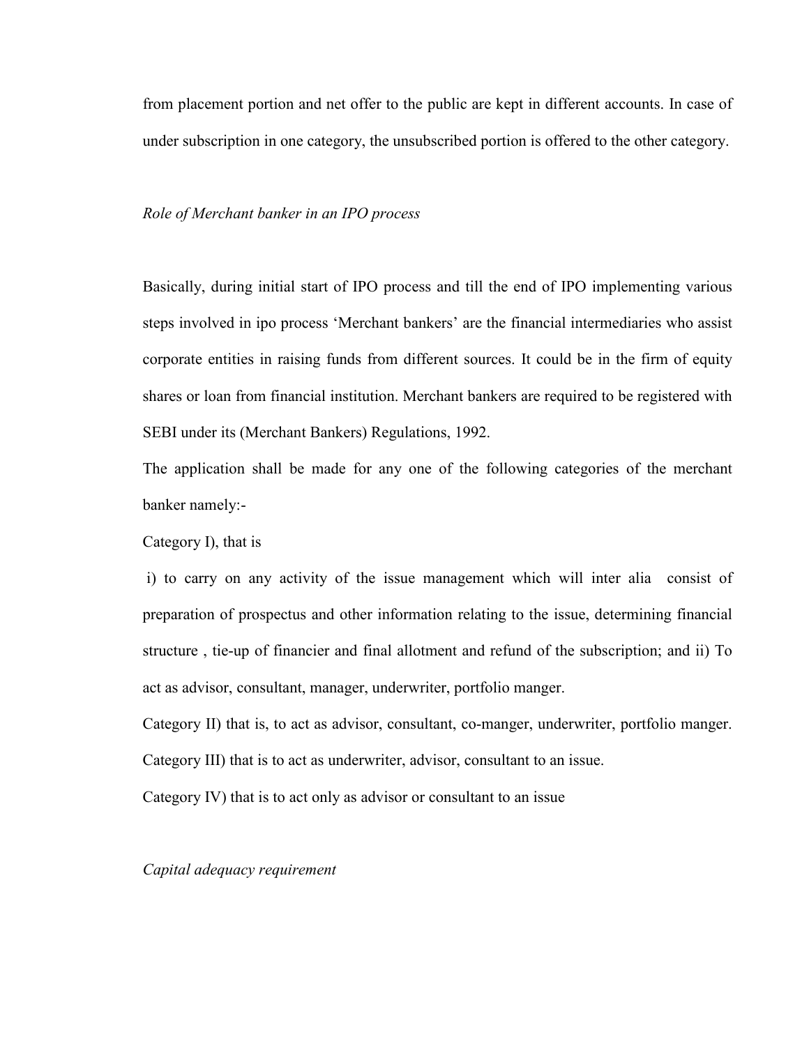from placement portion and net offer to the public are kept in different accounts. In case of under subscription in one category, the unsubscribed portion is offered to the other category.

*Role of Merchant banker in an IPO process*

Basically, during initial start of IPO process and till the end of IPO implementing various steps involved in ipo process 'Merchant bankers' are the financial intermediaries who assist corporate entities in raising funds from different sources. It could be in the firm of equity shares or loan from financial institution. Merchant bankers are required to be registered with SEBI under its (Merchant Bankers) Regulations, 1992.

The application shall be made for any one of the following categories of the merchant banker namely:-

Category I), that is

i) to carry on any activity of the issue management which will inter alia consist of preparation of prospectus and other information relating to the issue, determining financial structure , tie-up of financier and final allotment and refund of the subscription; and ii) To act as advisor, consultant, manager, underwriter, portfolio manger.

Category II) that is, to act as advisor, consultant, co-manger, underwriter, portfolio manger.

Category III) that is to act as underwriter, advisor, consultant to an issue.

Category IV) that is to act only as advisor or consultant to an issue

*Capital adequacy requirement*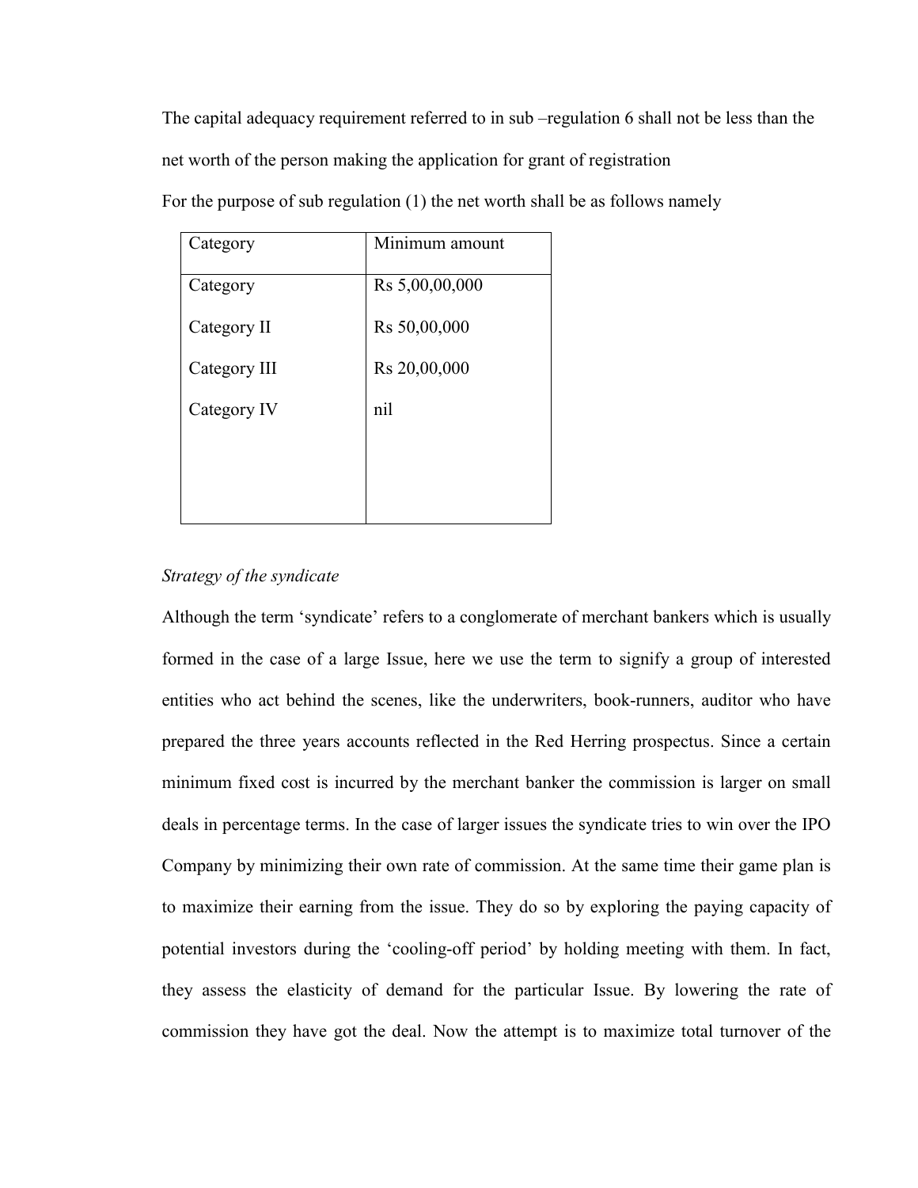The capital adequacy requirement referred to in sub –regulation 6 shall not be less than the net worth of the person making the application for grant of registration

For the purpose of sub regulation (1) the net worth shall be as follows namely

| Category | Minimum amount |
|---|---|
| Category | Rs 5,00,00,000 |
| Category II | Rs 50,00,000 |
| Category III | Rs 20,00,000 |
| Category IV | nil |

*Strategy of the syndicate*

Although the term 'syndicate' refers to a conglomerate of merchant bankers which is usually formed in the case of a large Issue, here we use the term to signify a group of interested entities who act behind the scenes, like the underwriters, book-runners, auditor who have prepared the three years accounts reflected in the Red Herring prospectus. Since a certain minimum fixed cost is incurred by the merchant banker the commission is larger on small deals in percentage terms. In the case of larger issues the syndicate tries to win over the IPO Company by minimizing their own rate of commission. At the same time their game plan is to maximize their earning from the issue. They do so by exploring the paying capacity of potential investors during the 'cooling-off period' by holding meeting with them. In fact, they assess the elasticity of demand for the particular Issue. By lowering the rate of commission they have got the deal. Now the attempt is to maximize total turnover of the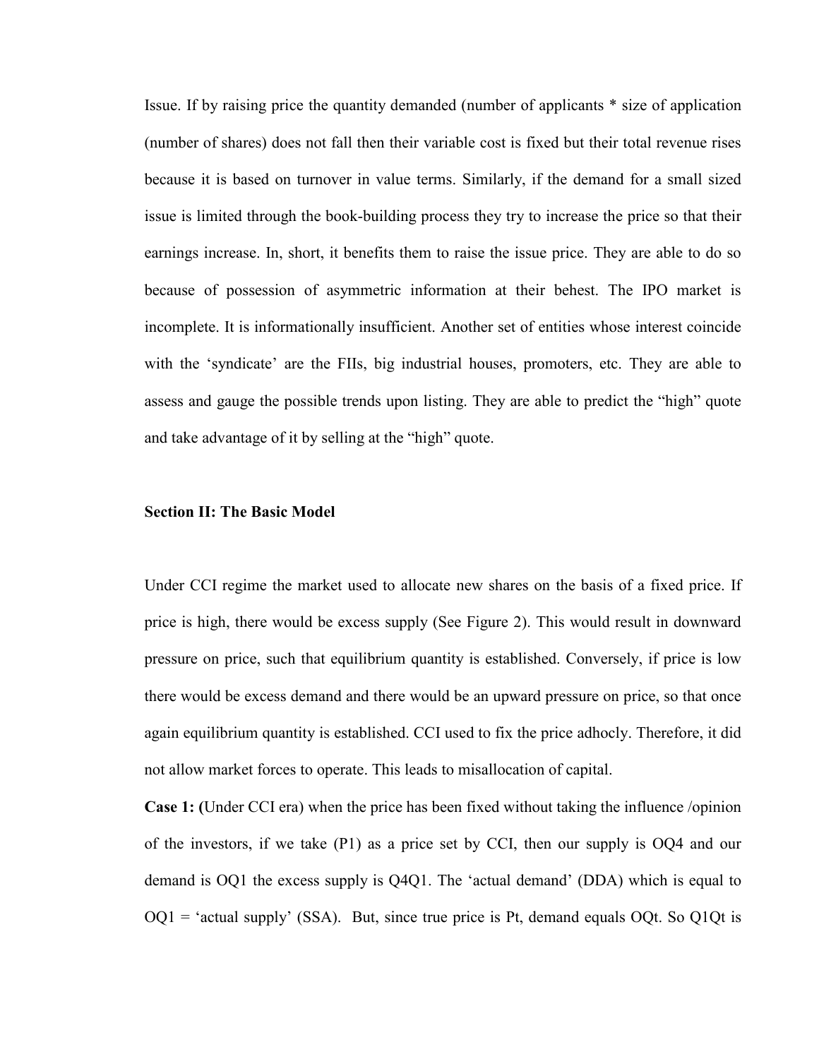Issue. If by raising price the quantity demanded (number of applicants * size of application (number of shares) does not fall then their variable cost is fixed but their total revenue rises because it is based on turnover in value terms. Similarly, if the demand for a small sized issue is limited through the book-building process they try to increase the price so that their earnings increase. In, short, it benefits them to raise the issue price. They are able to do so because of possession of asymmetric information at their behest. The IPO market is incomplete. It is informationally insufficient. Another set of entities whose interest coincide with the 'syndicate' are the FIIs, big industrial houses, promoters, etc. They are able to assess and gauge the possible trends upon listing. They are able to predict the "high" quote and take advantage of it by selling at the "high" quote.

### Section II: The Basic Model

Under CCI regime the market used to allocate new shares on the basis of a fixed price. If price is high, there would be excess supply (See Figure 2). This would result in downward pressure on price, such that equilibrium quantity is established. Conversely, if price is low there would be excess demand and there would be an upward pressure on price, so that once again equilibrium quantity is established. CCI used to fix the price adhocly. Therefore, it did not allow market forces to operate. This leads to misallocation of capital.

**Case 1: (**Under CCI era) when the price has been fixed without taking the influence /opinion of the investors, if we take (P1) as a price set by CCI, then our supply is OQ4 and our demand is OQ1 the excess supply is Q4Q1. The 'actual demand' (DDA) which is equal to OQ1 = 'actual supply' (SSA). But, since true price is Pt, demand equals OQt. So Q1Qt is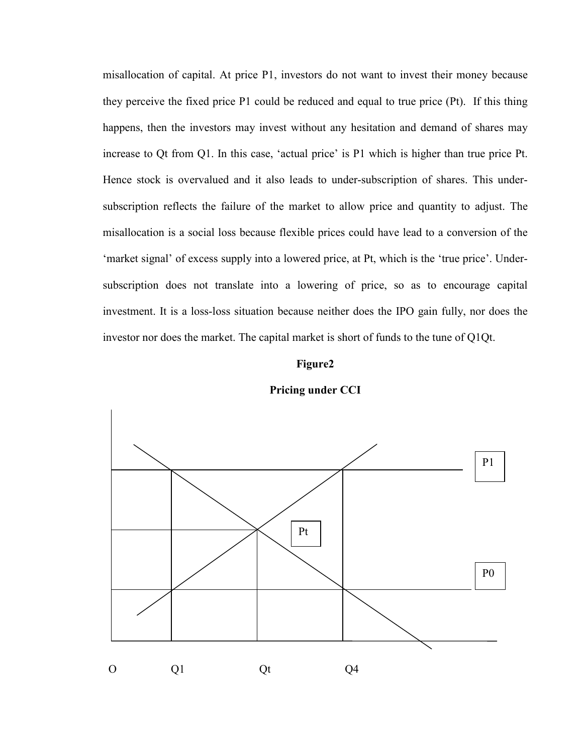misallocation of capital. At price P1, investors do not want to invest their money because they perceive the fixed price P1 could be reduced and equal to true price (Pt). If this thing happens, then the investors may invest without any hesitation and demand of shares may increase to Qt from Q1. In this case, 'actual price' is P1 which is higher than true price Pt. Hence stock is overvalued and it also leads to under-subscription of shares. This under-subscription reflects the failure of the market to allow price and quantity to adjust. The misallocation is a social loss because flexible prices could have lead to a conversion of the 'market signal' of excess supply into a lowered price, at Pt, which is the 'true price'. Under-subscription does not translate into a lowering of price, so as to encourage capital investment. It is a loss-loss situation because neither does the IPO gain fully, nor does the investor nor does the market. The capital market is short of funds to the tune of Q1Qt.

**Figure2**

**Pricing under CCI**

P1

Pt

P0

O Q1 Qt Q4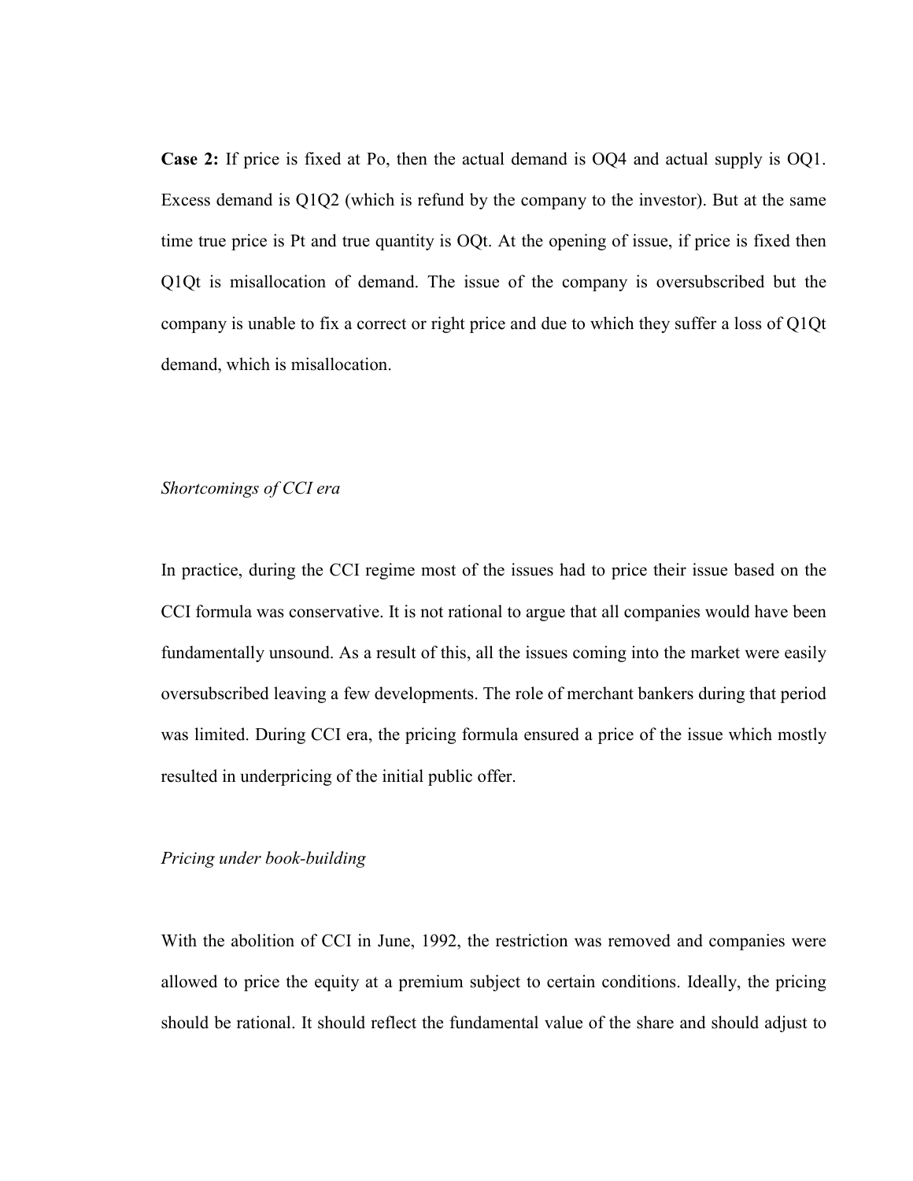**Case 2:** If price is fixed at Po, then the actual demand is OQ4 and actual supply is OQ1. Excess demand is Q1Q2 (which is refund by the company to the investor). But at the same time true price is Pt and true quantity is OQt. At the opening of issue, if price is fixed then Q1Qt is misallocation of demand. The issue of the company is oversubscribed but the company is unable to fix a correct or right price and due to which they suffer a loss of Q1Qt demand, which is misallocation.

*Shortcomings of CCI era*

In practice, during the CCI regime most of the issues had to price their issue based on the CCI formula was conservative. It is not rational to argue that all companies would have been fundamentally unsound. As a result of this, all the issues coming into the market were easily oversubscribed leaving a few developments. The role of merchant bankers during that period was limited. During CCI era, the pricing formula ensured a price of the issue which mostly resulted in underpricing of the initial public offer.

*Pricing under book-building*

With the abolition of CCI in June, 1992, the restriction was removed and companies were allowed to price the equity at a premium subject to certain conditions. Ideally, the pricing should be rational. It should reflect the fundamental value of the share and should adjust to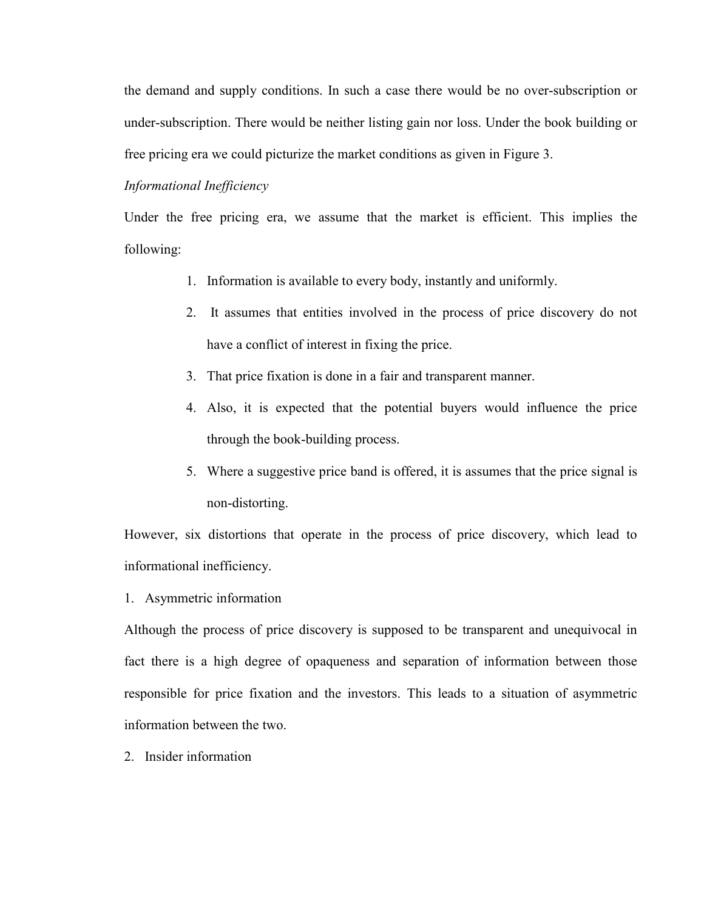the demand and supply conditions. In such a case there would be no over-subscription or under-subscription. There would be neither listing gain nor loss. Under the book building or free pricing era we could picturize the market conditions as given in Figure 3.

*Informational Inefficiency*

Under the free pricing era, we assume that the market is efficient. This implies the following:

1. Information is available to every body, instantly and uniformly.
2. It assumes that entities involved in the process of price discovery do not have a conflict of interest in fixing the price.
3. That price fixation is done in a fair and transparent manner.
4. Also, it is expected that the potential buyers would influence the price through the book-building process.
5. Where a suggestive price band is offered, it is assumes that the price signal is non-distorting.

However, six distortions that operate in the process of price discovery, which lead to informational inefficiency.

1. Asymmetric information

Although the process of price discovery is supposed to be transparent and unequivocal in fact there is a high degree of opaqueness and separation of information between those responsible for price fixation and the investors. This leads to a situation of asymmetric information between the two.

2. Insider information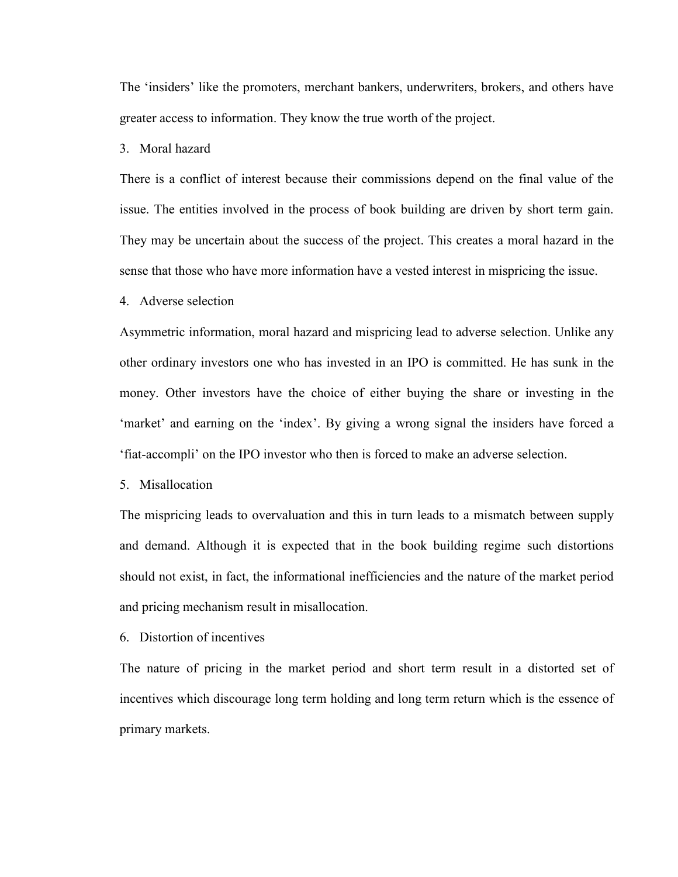The 'insiders' like the promoters, merchant bankers, underwriters, brokers, and others have greater access to information. They know the true worth of the project.

3. Moral hazard

There is a conflict of interest because their commissions depend on the final value of the issue. The entities involved in the process of book building are driven by short term gain. They may be uncertain about the success of the project. This creates a moral hazard in the sense that those who have more information have a vested interest in mispricing the issue.

4. Adverse selection

Asymmetric information, moral hazard and mispricing lead to adverse selection. Unlike any other ordinary investors one who has invested in an IPO is committed. He has sunk in the money. Other investors have the choice of either buying the share or investing in the 'market' and earning on the 'index'. By giving a wrong signal the insiders have forced a 'fiat-accompli' on the IPO investor who then is forced to make an adverse selection.

5. Misallocation

The mispricing leads to overvaluation and this in turn leads to a mismatch between supply and demand. Although it is expected that in the book building regime such distortions should not exist, in fact, the informational inefficiencies and the nature of the market period and pricing mechanism result in misallocation.

6. Distortion of incentives

The nature of pricing in the market period and short term result in a distorted set of incentives which discourage long term holding and long term return which is the essence of primary markets.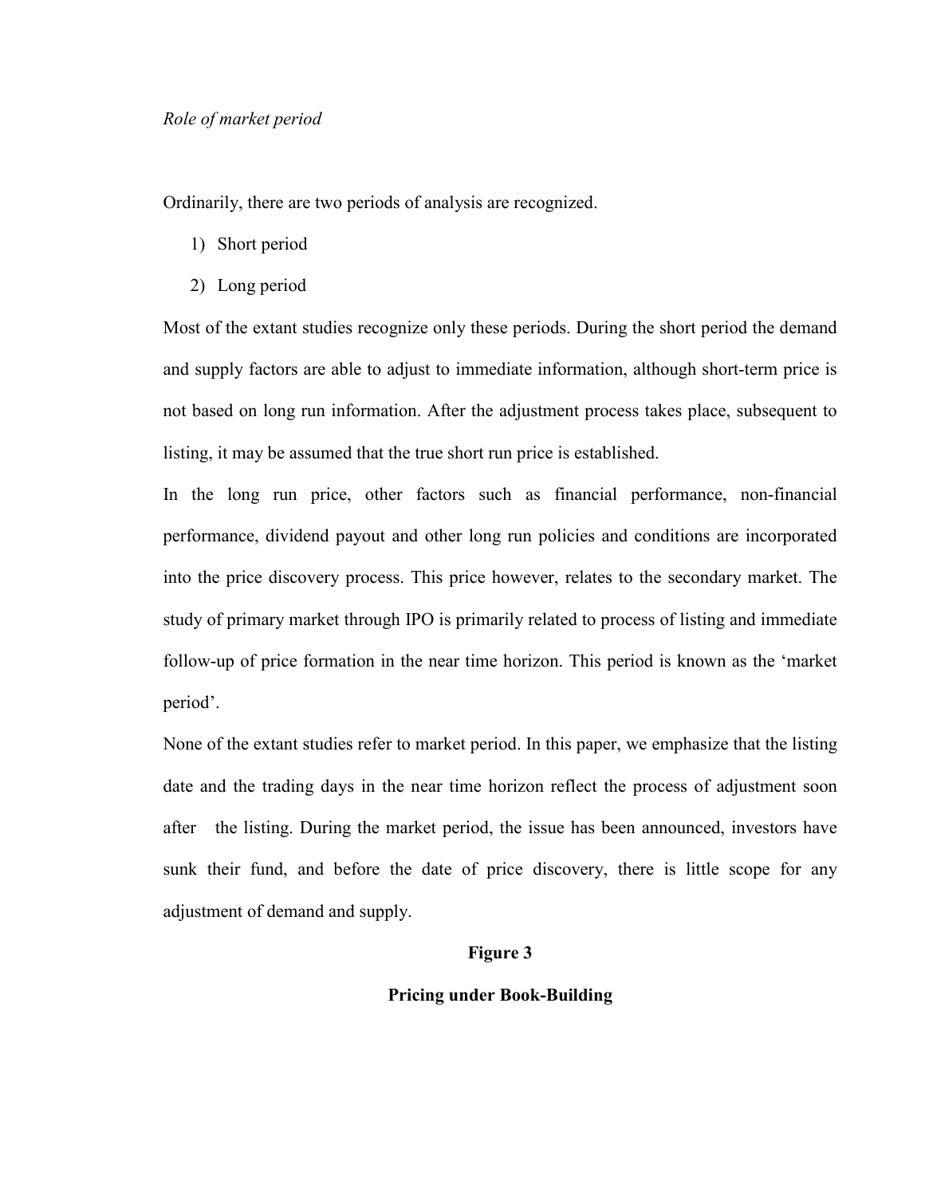*Role of market period*

Ordinarily, there are two periods of analysis are recognized.

1) Short period
2) Long period

Most of the extant studies recognize only these periods. During the short period the demand and supply factors are able to adjust to immediate information, although short-term price is not based on long run information. After the adjustment process takes place, subsequent to listing, it may be assumed that the true short run price is established.

In the long run price, other factors such as financial performance, non-financial performance, dividend payout and other long run policies and conditions are incorporated into the price discovery process. This price however, relates to the secondary market. The study of primary market through IPO is primarily related to process of listing and immediate follow-up of price formation in the near time horizon. This period is known as the 'market period'.

None of the extant studies refer to market period. In this paper, we emphasize that the listing date and the trading days in the near time horizon reflect the process of adjustment soon after the listing. During the market period, the issue has been announced, investors have sunk their fund, and before the date of price discovery, there is little scope for any adjustment of demand and supply.

**Figure 3**

**Pricing under Book-Building**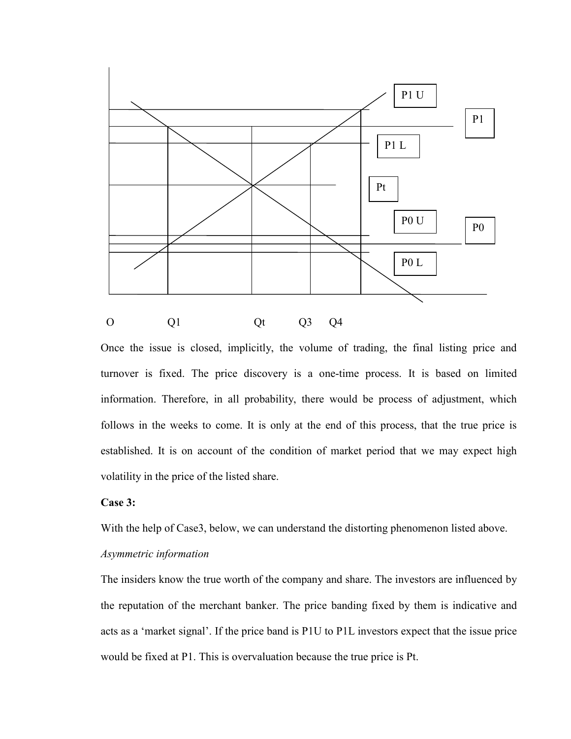Once the issue is closed, implicitly, the volume of trading, the final listing price and turnover is fixed. The price discovery is a one-time process. It is based on limited information. Therefore, in all probability, there would be process of adjustment, which follows in the weeks to come. It is only at the end of this process, that the true price is established. It is on account of the condition of market period that we may expect high volatility in the price of the listed share.

**Case 3:**

With the help of Case3, below, we can understand the distorting phenomenon listed above.

*Asymmetric information*

The insiders know the true worth of the company and share. The investors are influenced by the reputation of the merchant banker. The price banding fixed by them is indicative and acts as a 'market signal'. If the price band is P1U to P1L investors expect that the issue price would be fixed at P1. This is overvaluation because the true price is Pt.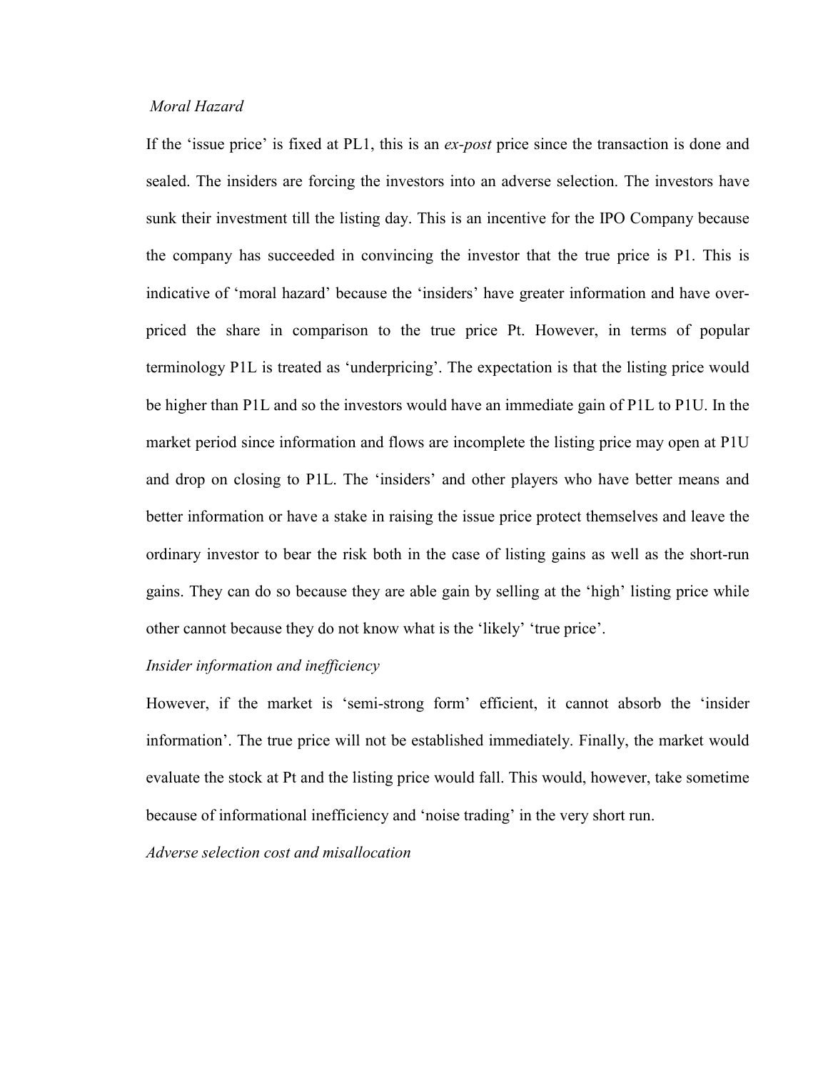*Moral Hazard*

If the 'issue price' is fixed at PL1, this is an *ex-post* price since the transaction is done and sealed. The insiders are forcing the investors into an adverse selection. The investors have sunk their investment till the listing day. This is an incentive for the IPO Company because the company has succeeded in convincing the investor that the true price is P1. This is indicative of 'moral hazard' because the 'insiders' have greater information and have over-priced the share in comparison to the true price Pt. However, in terms of popular terminology P1L is treated as 'underpricing'. The expectation is that the listing price would be higher than P1L and so the investors would have an immediate gain of P1L to P1U. In the market period since information and flows are incomplete the listing price may open at P1U and drop on closing to P1L. The 'insiders' and other players who have better means and better information or have a stake in raising the issue price protect themselves and leave the ordinary investor to bear the risk both in the case of listing gains as well as the short-run gains. They can do so because they are able gain by selling at the 'high' listing price while other cannot because they do not know what is the 'likely' 'true price'.

*Insider information and inefficiency*

However, if the market is 'semi-strong form' efficient, it cannot absorb the 'insider information'. The true price will not be established immediately. Finally, the market would evaluate the stock at Pt and the listing price would fall. This would, however, take sometime because of informational inefficiency and 'noise trading' in the very short run.

*Adverse selection cost and misallocation*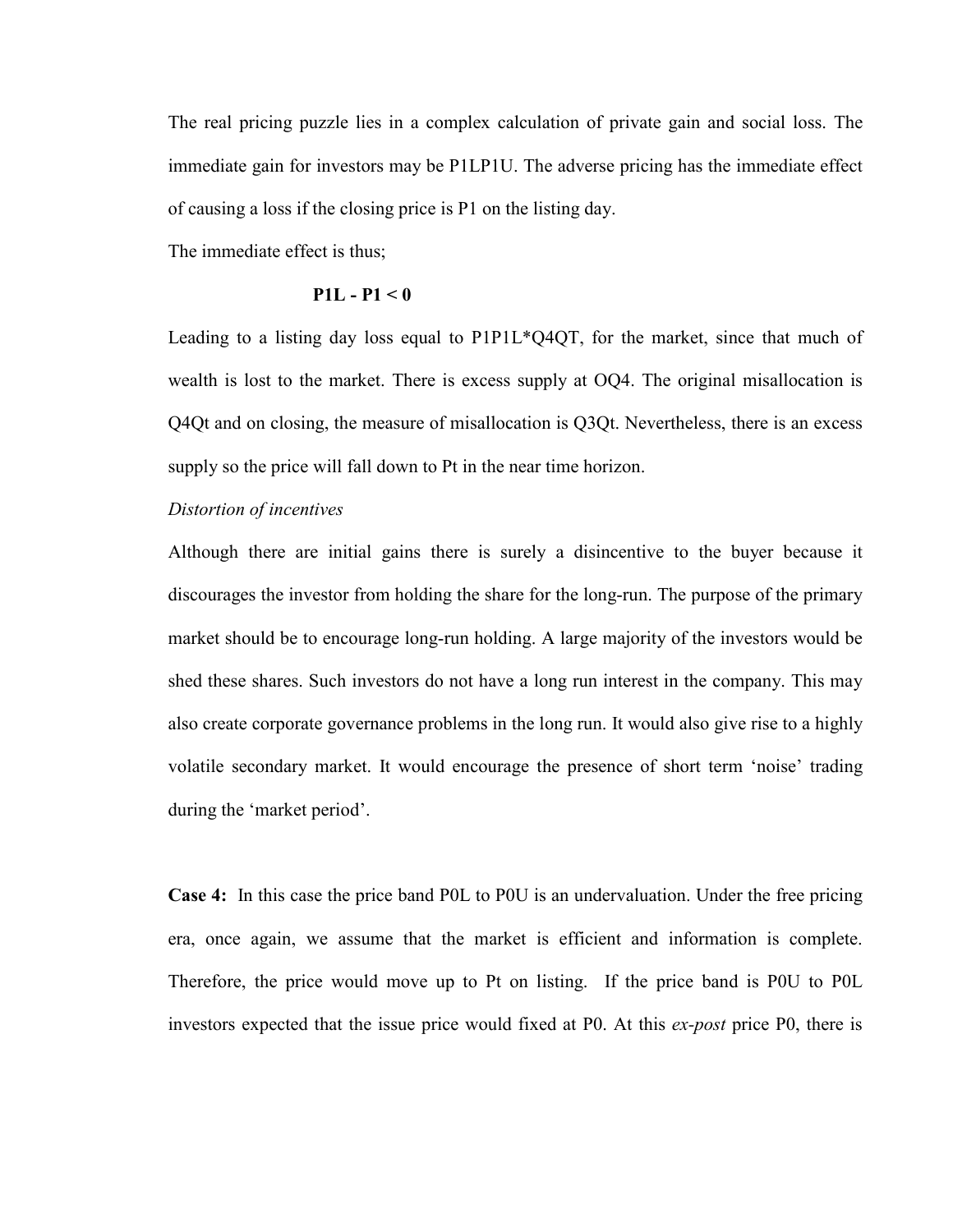The real pricing puzzle lies in a complex calculation of private gain and social loss. The immediate gain for investors may be P1LP1U. The adverse pricing has the immediate effect of causing a loss if the closing price is P1 on the listing day.

The immediate effect is thus;

$$P1L - P1 < 0$$

Leading to a listing day loss equal to P1P1L*Q4QT, for the market, since that much of wealth is lost to the market. There is excess supply at OQ4. The original misallocation is Q4Qt and on closing, the measure of misallocation is Q3Qt. Nevertheless, there is an excess supply so the price will fall down to Pt in the near time horizon.

*Distortion of incentives*

Although there are initial gains there is surely a disincentive to the buyer because it discourages the investor from holding the share for the long-run. The purpose of the primary market should be to encourage long-run holding. A large majority of the investors would be shed these shares. Such investors do not have a long run interest in the company. This may also create corporate governance problems in the long run. It would also give rise to a highly volatile secondary market. It would encourage the presence of short term 'noise' trading during the 'market period'.

**Case 4:** In this case the price band P0L to P0U is an undervaluation. Under the free pricing era, once again, we assume that the market is efficient and information is complete. Therefore, the price would move up to Pt on listing. If the price band is P0U to P0L investors expected that the issue price would fixed at P0. At this *ex-post* price P0, there is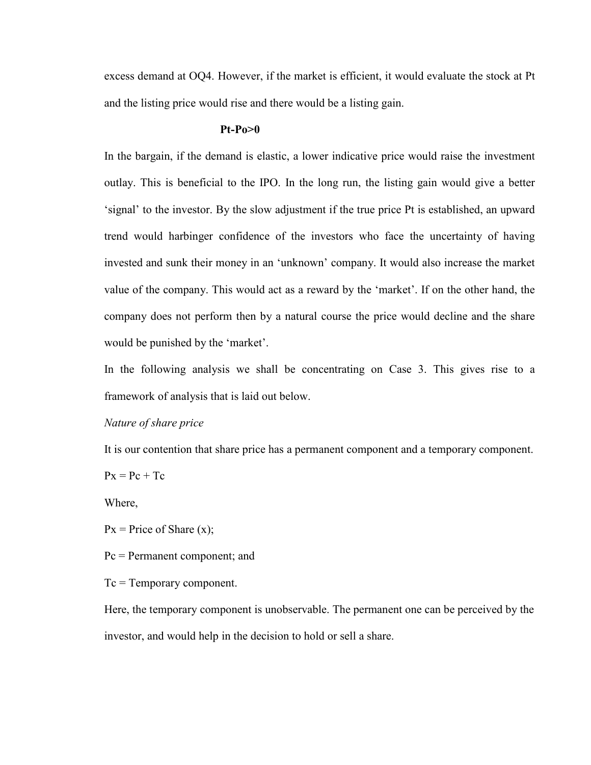excess demand at OQ4. However, if the market is efficient, it would evaluate the stock at Pt and the listing price would rise and there would be a listing gain.

$$P_t - P_o > 0$$

In the bargain, if the demand is elastic, a lower indicative price would raise the investment outlay. This is beneficial to the IPO. In the long run, the listing gain would give a better 'signal' to the investor. By the slow adjustment if the true price Pt is established, an upward trend would harbinger confidence of the investors who face the uncertainty of having invested and sunk their money in an 'unknown' company. It would also increase the market value of the company. This would act as a reward by the 'market'. If on the other hand, the company does not perform then by a natural course the price would decline and the share would be punished by the 'market'.

In the following analysis we shall be concentrating on Case 3. This gives rise to a framework of analysis that is laid out below.

*Nature of share price*

It is our contention that share price has a permanent component and a temporary component.

$$P_x = P_c + T_c$$

Where,

$P_x$ = Price of Share (x);

$P_c$ = Permanent component; and

$T_c$ = Temporary component.

Here, the temporary component is unobservable. The permanent one can be perceived by the investor, and would help in the decision to hold or sell a share.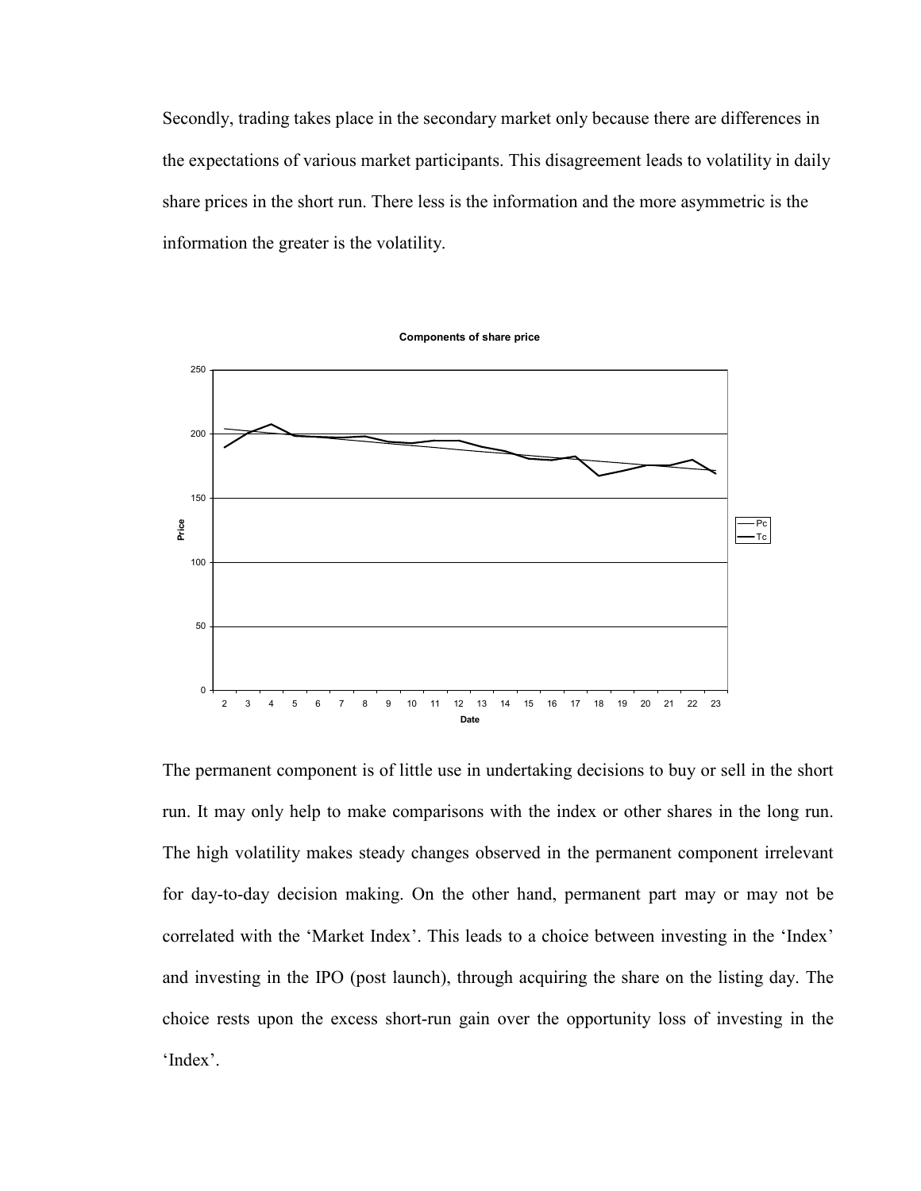Secondly, trading takes place in the secondary market only because there are differences in the expectations of various market participants. This disagreement leads to volatility in daily share prices in the short run. There less is the information and the more asymmetric is the information the greater is the volatility.

**Components of share price**

The permanent component is of little use in undertaking decisions to buy or sell in the short run. It may only help to make comparisons with the index or other shares in the long run. The high volatility makes steady changes observed in the permanent component irrelevant for day-to-day decision making. On the other hand, permanent part may or may not be correlated with the 'Market Index'. This leads to a choice between investing in the 'Index' and investing in the IPO (post launch), through acquiring the share on the listing day. The choice rests upon the excess short-run gain over the opportunity loss of investing in the 'Index'.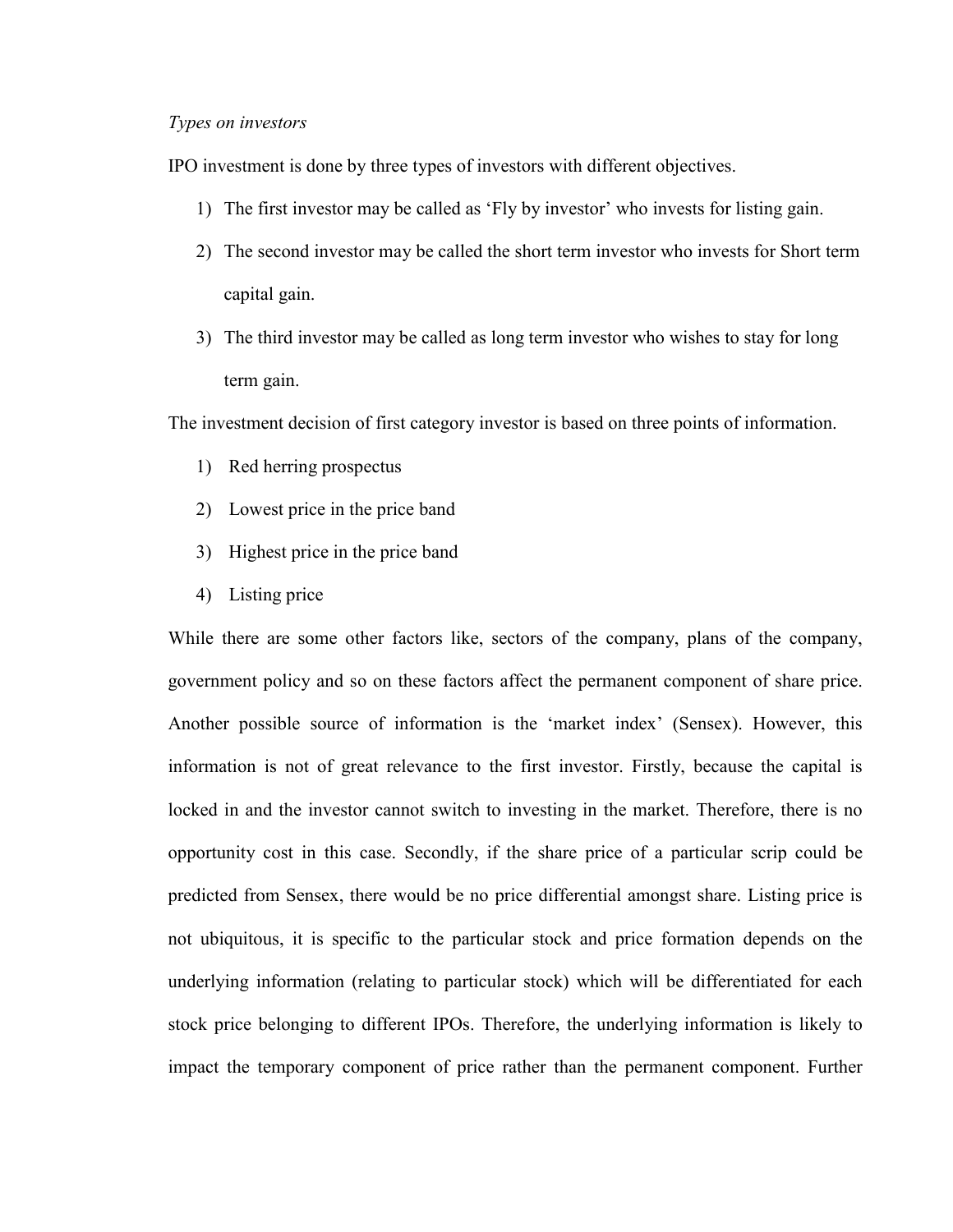*Types on investors*

IPO investment is done by three types of investors with different objectives.

1) The first investor may be called as 'Fly by investor' who invests for listing gain.
2) The second investor may be called the short term investor who invests for Short term capital gain.
3) The third investor may be called as long term investor who wishes to stay for long term gain.

The investment decision of first category investor is based on three points of information.

1) Red herring prospectus
2) Lowest price in the price band
3) Highest price in the price band
4) Listing price

While there are some other factors like, sectors of the company, plans of the company, government policy and so on these factors affect the permanent component of share price. Another possible source of information is the 'market index' (Sensex). However, this information is not of great relevance to the first investor. Firstly, because the capital is locked in and the investor cannot switch to investing in the market. Therefore, there is no opportunity cost in this case. Secondly, if the share price of a particular scrip could be predicted from Sensex, there would be no price differential amongst share. Listing price is not ubiquitous, it is specific to the particular stock and price formation depends on the underlying information (relating to particular stock) which will be differentiated for each stock price belonging to different IPOs. Therefore, the underlying information is likely to impact the temporary component of price rather than the permanent component. Further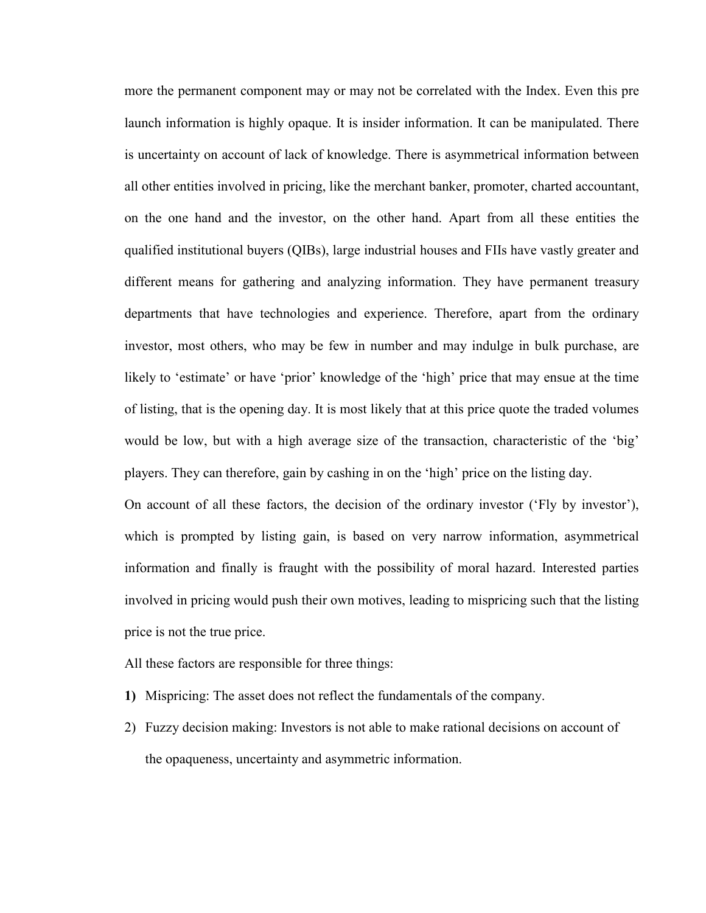more the permanent component may or may not be correlated with the Index. Even this pre launch information is highly opaque. It is insider information. It can be manipulated. There is uncertainty on account of lack of knowledge. There is asymmetrical information between all other entities involved in pricing, like the merchant banker, promoter, charted accountant, on the one hand and the investor, on the other hand. Apart from all these entities the qualified institutional buyers (QIBs), large industrial houses and FIIs have vastly greater and different means for gathering and analyzing information. They have permanent treasury departments that have technologies and experience. Therefore, apart from the ordinary investor, most others, who may be few in number and may indulge in bulk purchase, are likely to 'estimate' or have 'prior' knowledge of the 'high' price that may ensue at the time of listing, that is the opening day. It is most likely that at this price quote the traded volumes would be low, but with a high average size of the transaction, characteristic of the 'big' players. They can therefore, gain by cashing in on the 'high' price on the listing day.

On account of all these factors, the decision of the ordinary investor ('Fly by investor'), which is prompted by listing gain, is based on very narrow information, asymmetrical information and finally is fraught with the possibility of moral hazard. Interested parties involved in pricing would push their own motives, leading to mispricing such that the listing price is not the true price.

All these factors are responsible for three things:

1) Mispricing: The asset does not reflect the fundamentals of the company.
2) Fuzzy decision making: Investors is not able to make rational decisions on account of the opaqueness, uncertainty and asymmetric information.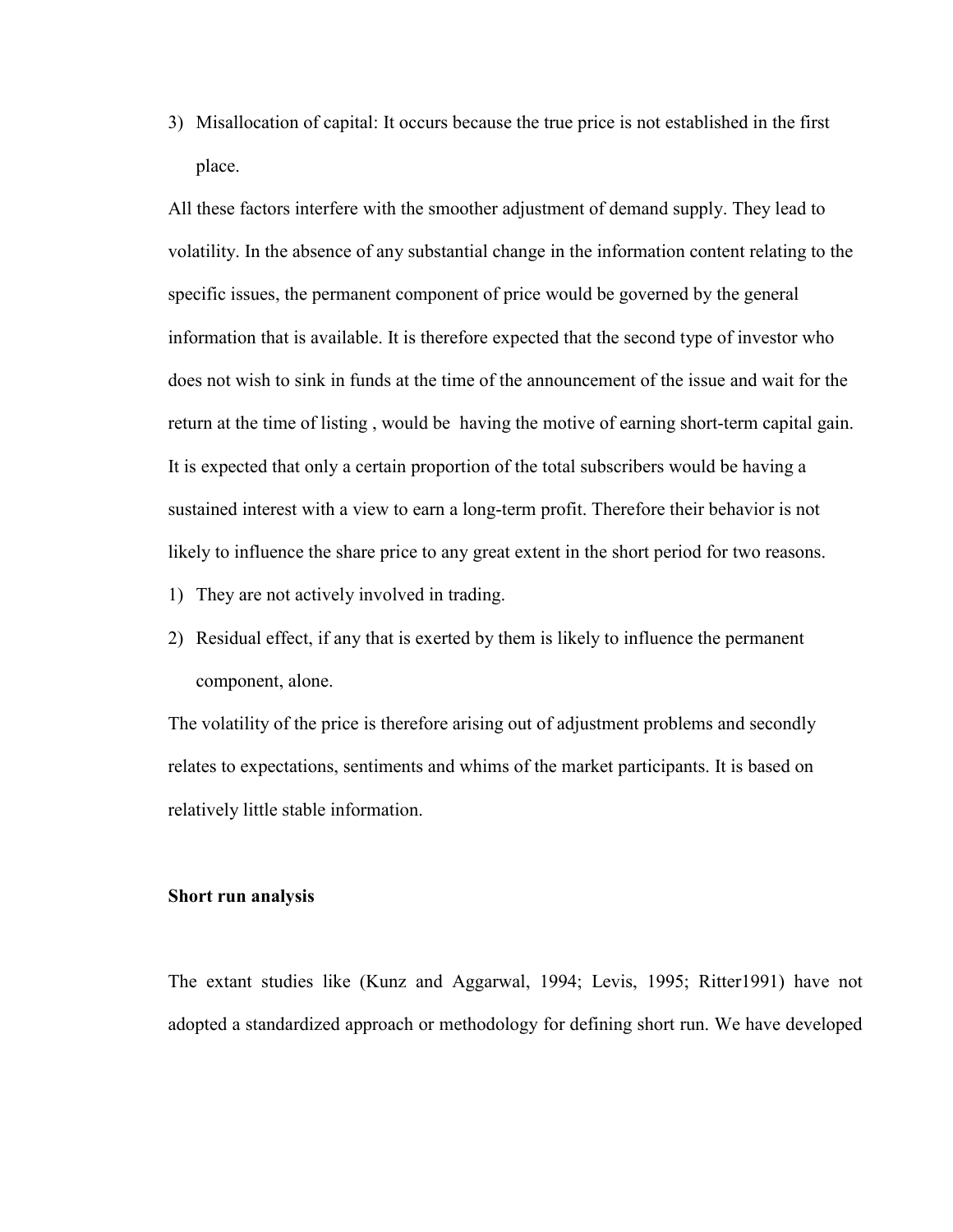3) Misallocation of capital: It occurs because the true price is not established in the first place.

All these factors interfere with the smoother adjustment of demand supply. They lead to volatility. In the absence of any substantial change in the information content relating to the specific issues, the permanent component of price would be governed by the general information that is available. It is therefore expected that the second type of investor who does not wish to sink in funds at the time of the announcement of the issue and wait for the return at the time of listing , would be having the motive of earning short-term capital gain. It is expected that only a certain proportion of the total subscribers would be having a sustained interest with a view to earn a long-term profit. Therefore their behavior is not likely to influence the share price to any great extent in the short period for two reasons.

1) They are not actively involved in trading.
2) Residual effect, if any that is exerted by them is likely to influence the permanent component, alone.

The volatility of the price is therefore arising out of adjustment problems and secondly relates to expectations, sentiments and whims of the market participants. It is based on relatively little stable information.

**Short run analysis**

The extant studies like (Kunz and Aggarwal, 1994; Levis, 1995; Ritter1991) have not adopted a standardized approach or methodology for defining short run. We have developed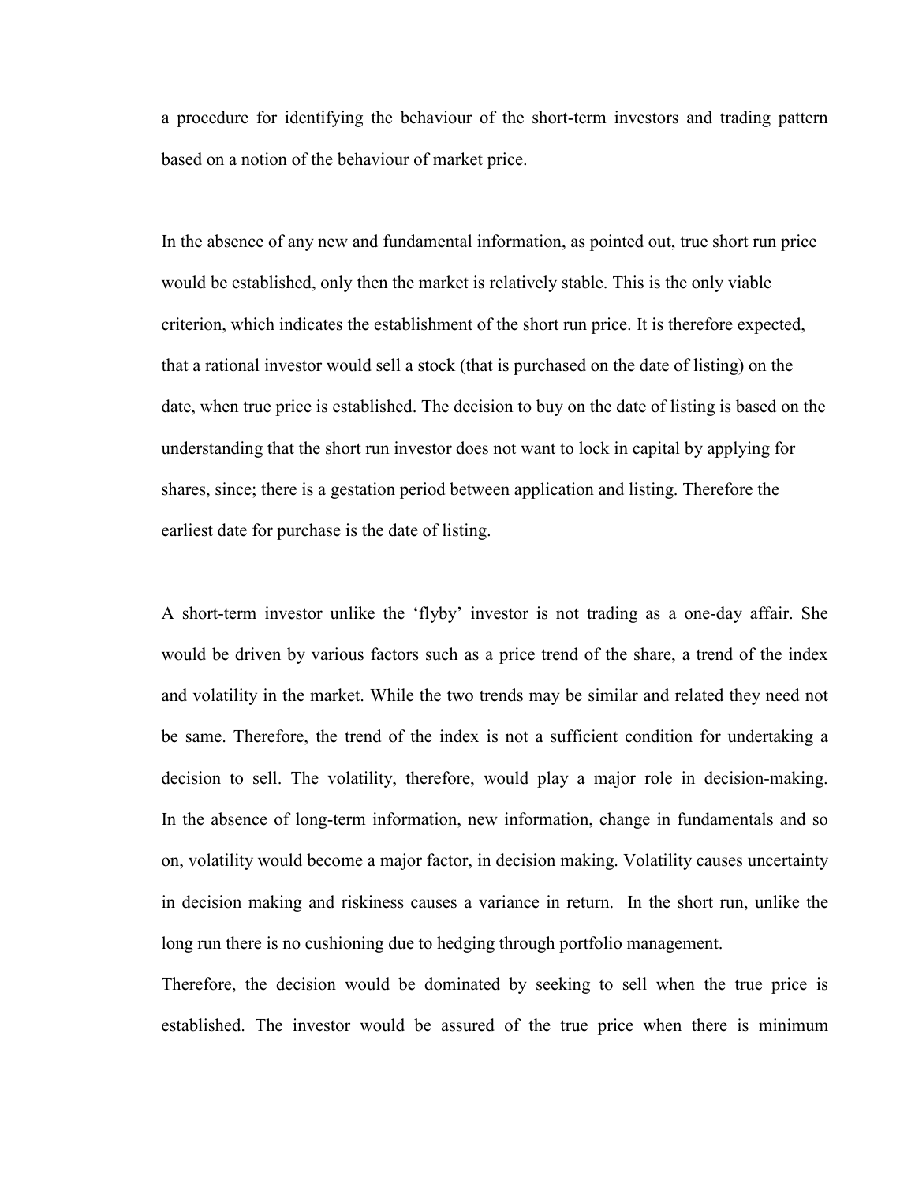a procedure for identifying the behaviour of the short-term investors and trading pattern based on a notion of the behaviour of market price.

In the absence of any new and fundamental information, as pointed out, true short run price would be established, only then the market is relatively stable. This is the only viable criterion, which indicates the establishment of the short run price. It is therefore expected, that a rational investor would sell a stock (that is purchased on the date of listing) on the date, when true price is established. The decision to buy on the date of listing is based on the understanding that the short run investor does not want to lock in capital by applying for shares, since; there is a gestation period between application and listing. Therefore the earliest date for purchase is the date of listing.

A short-term investor unlike the 'flyby' investor is not trading as a one-day affair. She would be driven by various factors such as a price trend of the share, a trend of the index and volatility in the market. While the two trends may be similar and related they need not be same. Therefore, the trend of the index is not a sufficient condition for undertaking a decision to sell. The volatility, therefore, would play a major role in decision-making. In the absence of long-term information, new information, change in fundamentals and so on, volatility would become a major factor, in decision making. Volatility causes uncertainty in decision making and riskiness causes a variance in return. In the short run, unlike the long run there is no cushioning due to hedging through portfolio management.

Therefore, the decision would be dominated by seeking to sell when the true price is established. The investor would be assured of the true price when there is minimum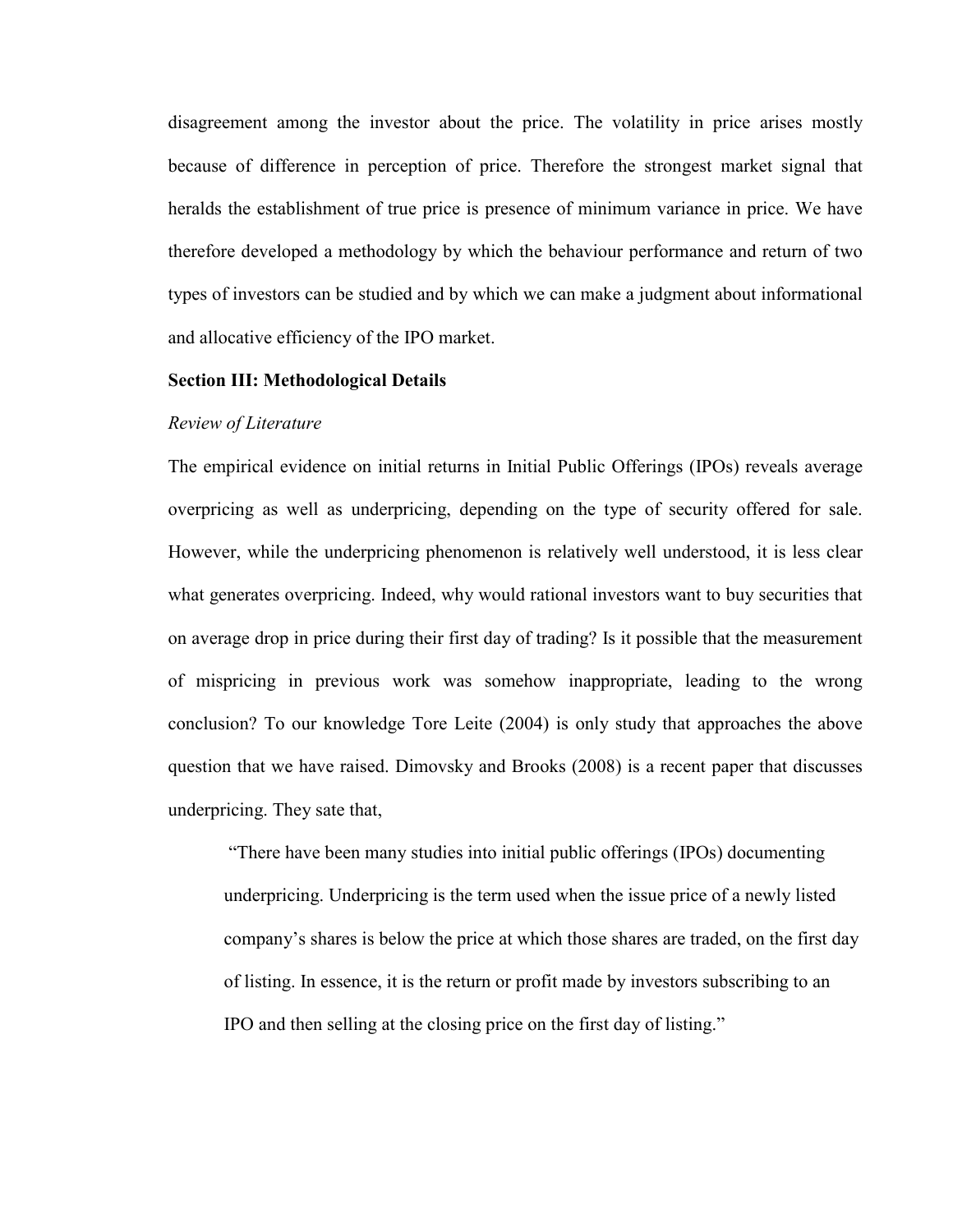disagreement among the investor about the price. The volatility in price arises mostly because of difference in perception of price. Therefore the strongest market signal that heralds the establishment of true price is presence of minimum variance in price. We have therefore developed a methodology by which the behaviour performance and return of two types of investors can be studied and by which we can make a judgment about informational and allocative efficiency of the IPO market.

**Section III: Methodological Details**

*Review of Literature*

The empirical evidence on initial returns in Initial Public Offerings (IPOs) reveals average overpricing as well as underpricing, depending on the type of security offered for sale. However, while the underpricing phenomenon is relatively well understood, it is less clear what generates overpricing. Indeed, why would rational investors want to buy securities that on average drop in price during their first day of trading? Is it possible that the measurement of mispricing in previous work was somehow inappropriate, leading to the wrong conclusion? To our knowledge Tore Leite (2004) is only study that approaches the above question that we have raised. Dimovsky and Brooks (2008) is a recent paper that discusses underpricing. They sate that,

> "There have been many studies into initial public offerings (IPOs) documenting underpricing. Underpricing is the term used when the issue price of a newly listed company's shares is below the price at which those shares are traded, on the first day of listing. In essence, it is the return or profit made by investors subscribing to an IPO and then selling at the closing price on the first day of listing."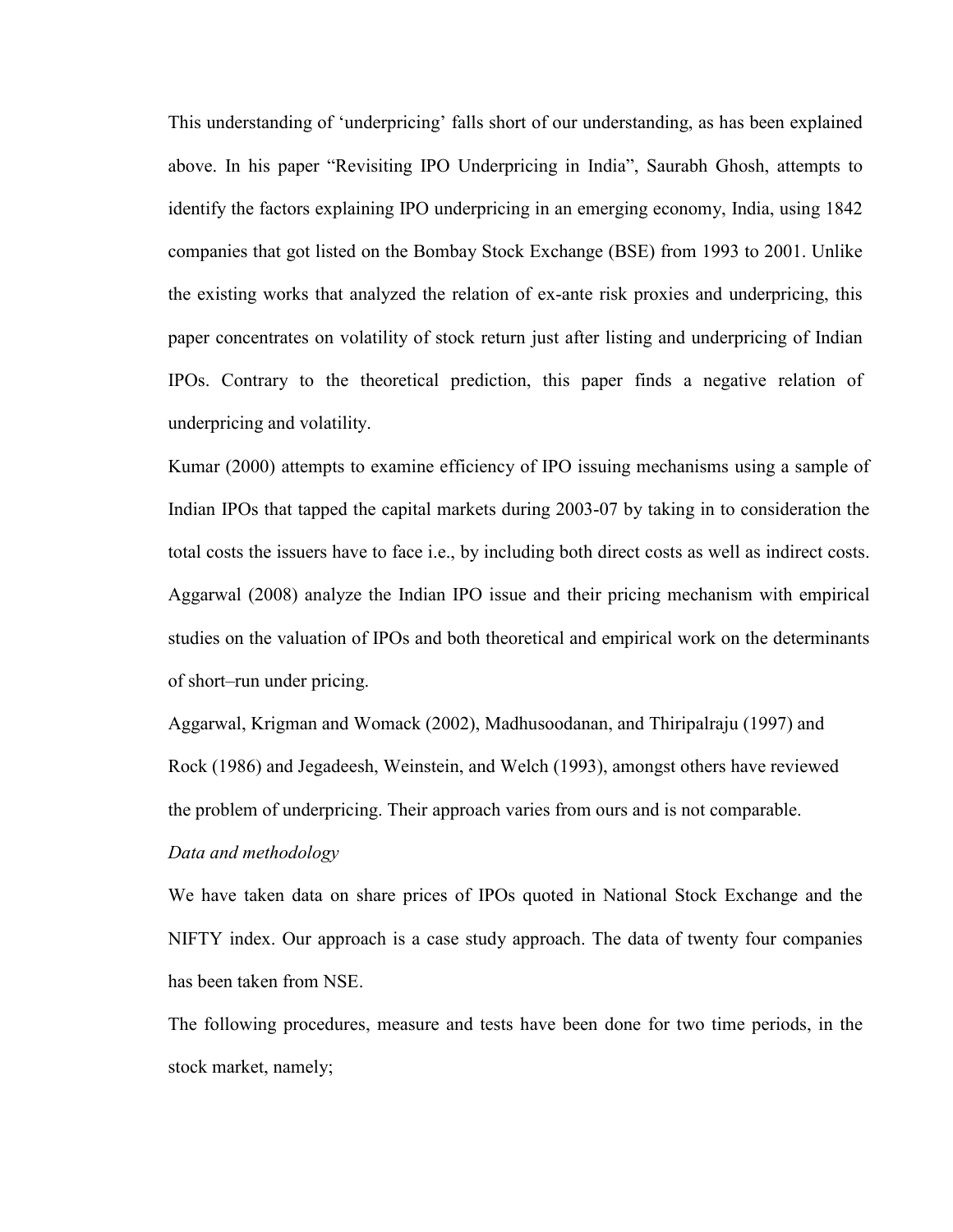This understanding of 'underpricing' falls short of our understanding, as has been explained above. In his paper "Revisiting IPO Underpricing in India", Saurabh Ghosh, attempts to identify the factors explaining IPO underpricing in an emerging economy, India, using 1842 companies that got listed on the Bombay Stock Exchange (BSE) from 1993 to 2001. Unlike the existing works that analyzed the relation of ex-ante risk proxies and underpricing, this paper concentrates on volatility of stock return just after listing and underpricing of Indian IPOs. Contrary to the theoretical prediction, this paper finds a negative relation of underpricing and volatility.

Kumar (2000) attempts to examine efficiency of IPO issuing mechanisms using a sample of Indian IPOs that tapped the capital markets during 2003-07 by taking in to consideration the total costs the issuers have to face i.e., by including both direct costs as well as indirect costs. Aggarwal (2008) analyze the Indian IPO issue and their pricing mechanism with empirical studies on the valuation of IPOs and both theoretical and empirical work on the determinants of short–run under pricing.

Aggarwal, Krigman and Womack (2002), Madhusoodanan, and Thiripalraju (1997) and Rock (1986) and Jegadeesh, Weinstein, and Welch (1993), amongst others have reviewed the problem of underpricing. Their approach varies from ours and is not comparable.

*Data and methodology*

We have taken data on share prices of IPOs quoted in National Stock Exchange and the NIFTY index. Our approach is a case study approach. The data of twenty four companies has been taken from NSE.

The following procedures, measure and tests have been done for two time periods, in the stock market, namely;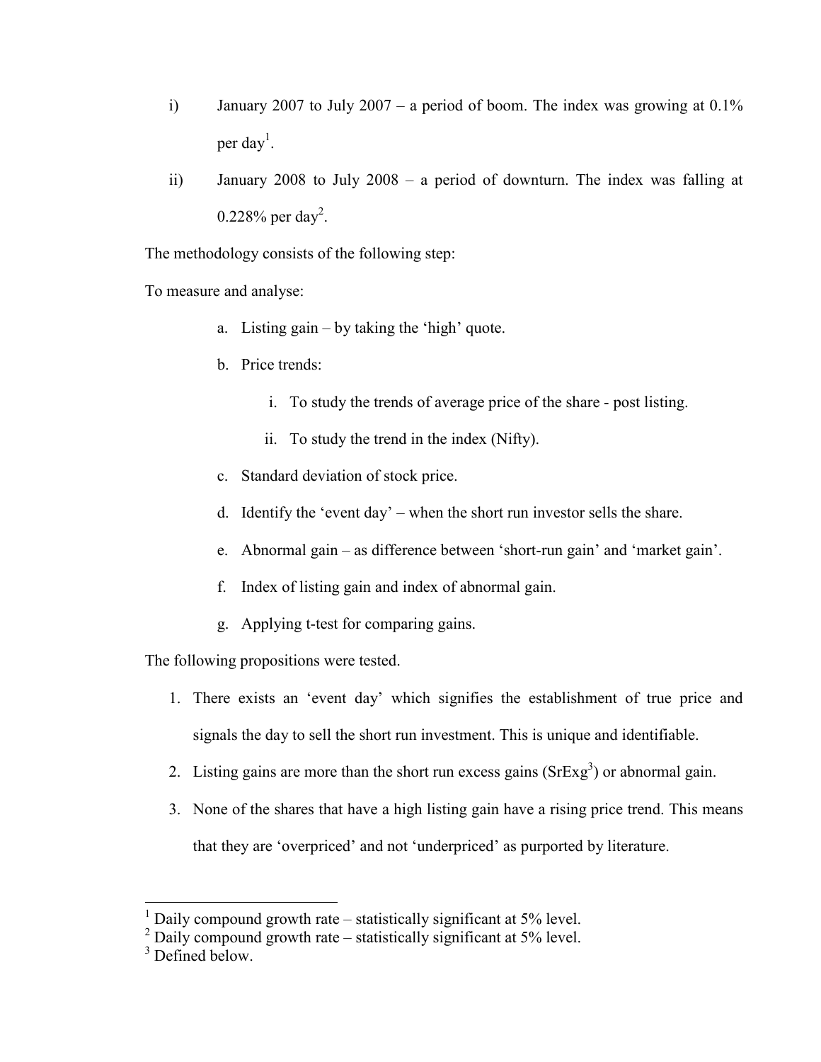i) January 2007 to July 2007 – a period of boom. The index was growing at 0.1% per day[1].

ii) January 2008 to July 2008 – a period of downturn. The index was falling at 0.228% per day[2].

The methodology consists of the following step:

To measure and analyse:

a. Listing gain – by taking the 'high' quote.
b. Price trends:
    i. To study the trends of average price of the share - post listing.
    ii. To study the trend in the index (Nifty).
c. Standard deviation of stock price.
d. Identify the 'event day' – when the short run investor sells the share.
e. Abnormal gain – as difference between 'short-run gain' and 'market gain'.
f. Index of listing gain and index of abnormal gain.
g. Applying t-test for comparing gains.

The following propositions were tested.

1. There exists an 'event day' which signifies the establishment of true price and signals the day to sell the short run investment. This is unique and identifiable.
2. Listing gains are more than the short run excess gains (SrExg[3]) or abnormal gain.
3. None of the shares that have a high listing gain have a rising price trend. This means that they are 'overpriced' and not 'underpriced' as purported by literature.

---

[1] Daily compound growth rate – statistically significant at 5% level.
[2] Daily compound growth rate – statistically significant at 5% level.
[3] Defined below.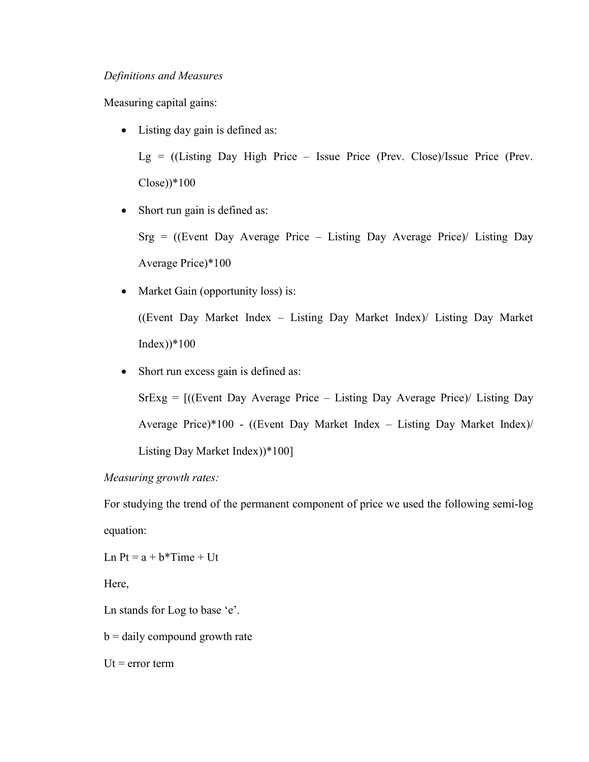*Definitions and Measures*

Measuring capital gains:

- Listing day gain is defined as:

  Lg = ((Listing Day High Price – Issue Price (Prev. Close)/Issue Price (Prev. Close))*100

- Short run gain is defined as:

  Srg = ((Event Day Average Price – Listing Day Average Price)/ Listing Day Average Price)*100

- Market Gain (opportunity loss) is:

  ((Event Day Market Index – Listing Day Market Index)/ Listing Day Market Index))*100

- Short run excess gain is defined as:

  SrExg = [((Event Day Average Price – Listing Day Average Price)/ Listing Day Average Price)*100 - ((Event Day Market Index – Listing Day Market Index)/ Listing Day Market Index))*100]

*Measuring growth rates:*

For studying the trend of the permanent component of price we used the following semi-log equation:

$$\text{Ln } P_t = a + b*\text{Time} + U_t$$

Here,

Ln stands for Log to base 'e'.

b = daily compound growth rate

$U_t$ = error term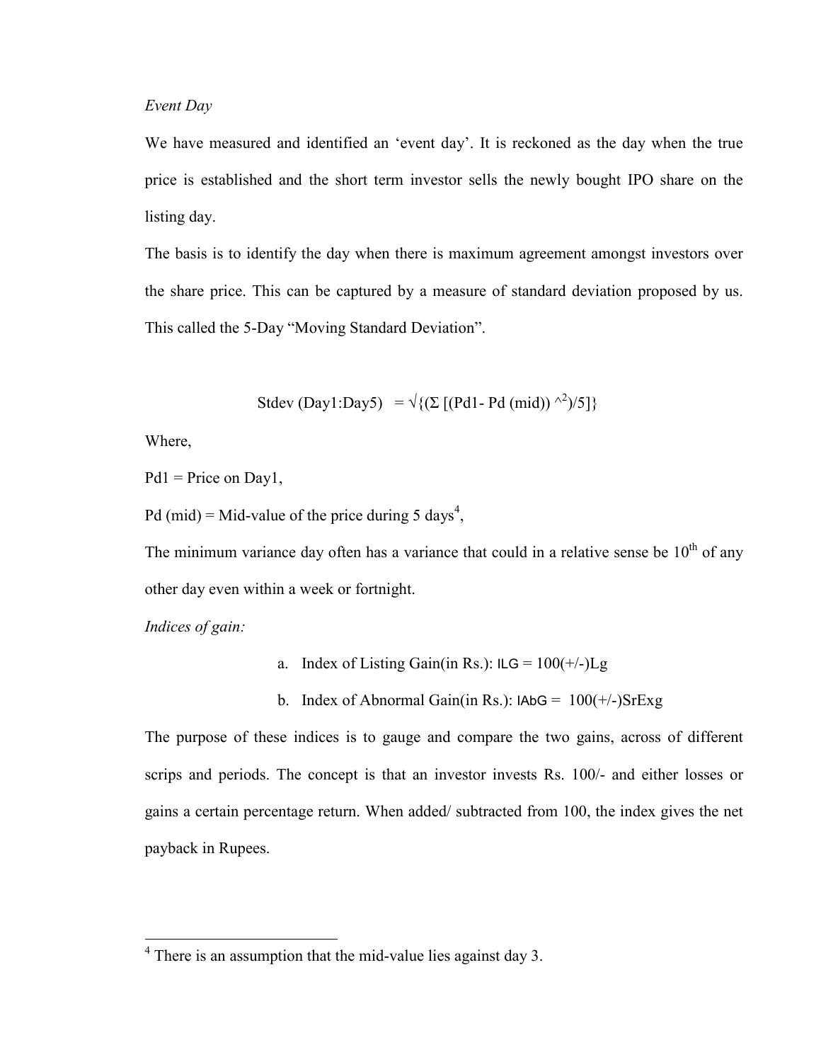*Event Day*

We have measured and identified an 'event day'. It is reckoned as the day when the true price is established and the short term investor sells the newly bought IPO share on the listing day.

The basis is to identify the day when there is maximum agreement amongst investors over the share price. This can be captured by a measure of standard deviation proposed by us. This called the 5-Day "Moving Standard Deviation".

$$\text{Stdev (Day1:Day5)} = \sqrt{\{(\Sigma\, [(Pd1 - Pd\,(mid))\,^{\wedge 2})/5]\}}$$

Where,

Pd1 = Price on Day1,

Pd (mid) = Mid-value of the price during 5 days[4],

The minimum variance day often has a variance that could in a relative sense be 10th of any other day even within a week or fortnight.

*Indices of gain:*

a. Index of Listing Gain(in Rs.): ILG = 100(+/-)Lg
b. Index of Abnormal Gain(in Rs.): IAbG = 100(+/-)SrExg

The purpose of these indices is to gauge and compare the two gains, across of different scrips and periods. The concept is that an investor invests Rs. 100/- and either losses or gains a certain percentage return. When added/ subtracted from 100, the index gives the net payback in Rupees.

---

[4] There is an assumption that the mid-value lies against day 3.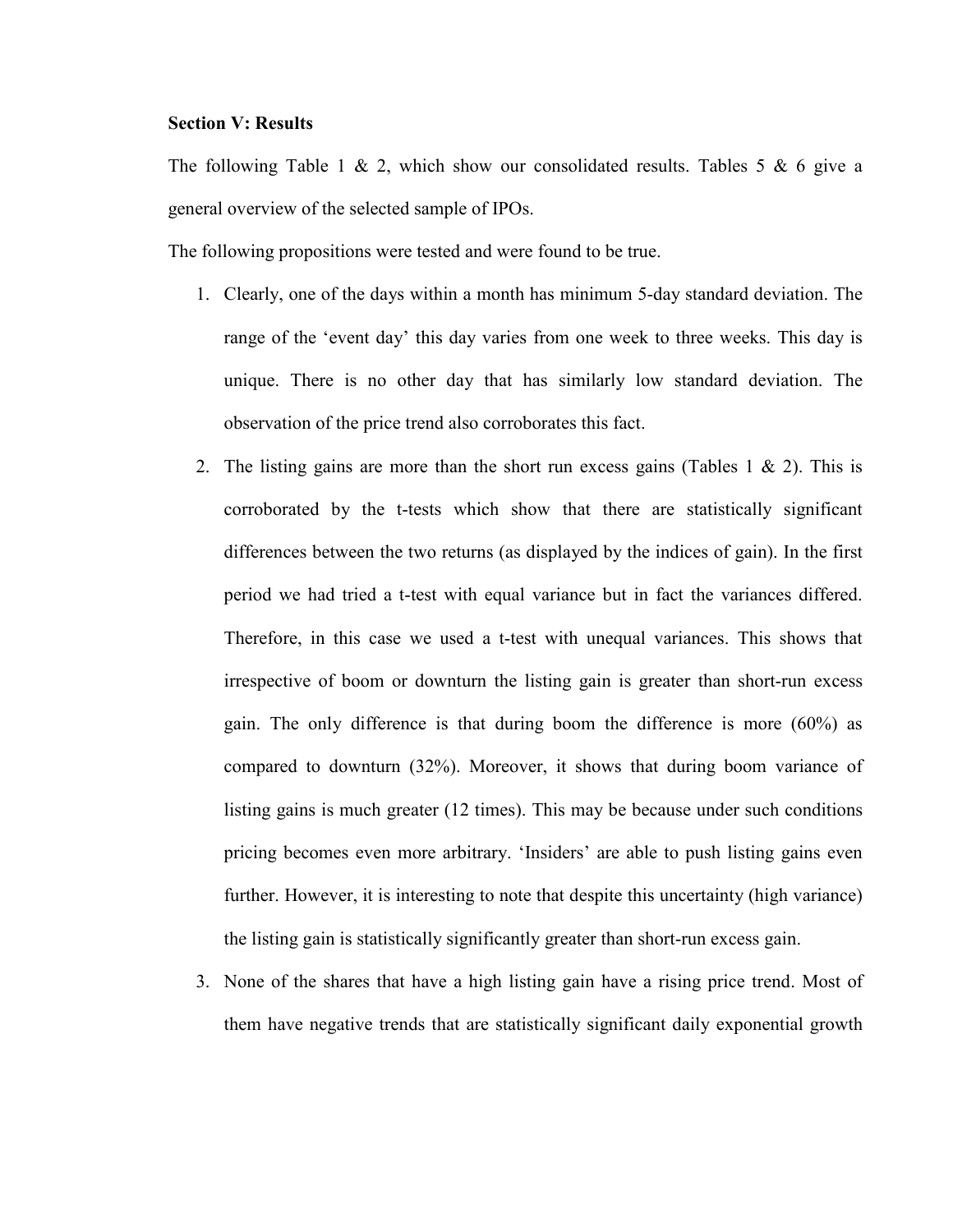**Section V: Results**

The following Table 1 & 2, which show our consolidated results. Tables 5 & 6 give a general overview of the selected sample of IPOs.

The following propositions were tested and were found to be true.

1. Clearly, one of the days within a month has minimum 5-day standard deviation. The range of the 'event day' this day varies from one week to three weeks. This day is unique. There is no other day that has similarly low standard deviation. The observation of the price trend also corroborates this fact.
2. The listing gains are more than the short run excess gains (Tables 1 & 2). This is corroborated by the t-tests which show that there are statistically significant differences between the two returns (as displayed by the indices of gain). In the first period we had tried a t-test with equal variance but in fact the variances differed. Therefore, in this case we used a t-test with unequal variances. This shows that irrespective of boom or downturn the listing gain is greater than short-run excess gain. The only difference is that during boom the difference is more (60%) as compared to downturn (32%). Moreover, it shows that during boom variance of listing gains is much greater (12 times). This may be because under such conditions pricing becomes even more arbitrary. 'Insiders' are able to push listing gains even further. However, it is interesting to note that despite this uncertainty (high variance) the listing gain is statistically significantly greater than short-run excess gain.
3. None of the shares that have a high listing gain have a rising price trend. Most of them have negative trends that are statistically significant daily exponential growth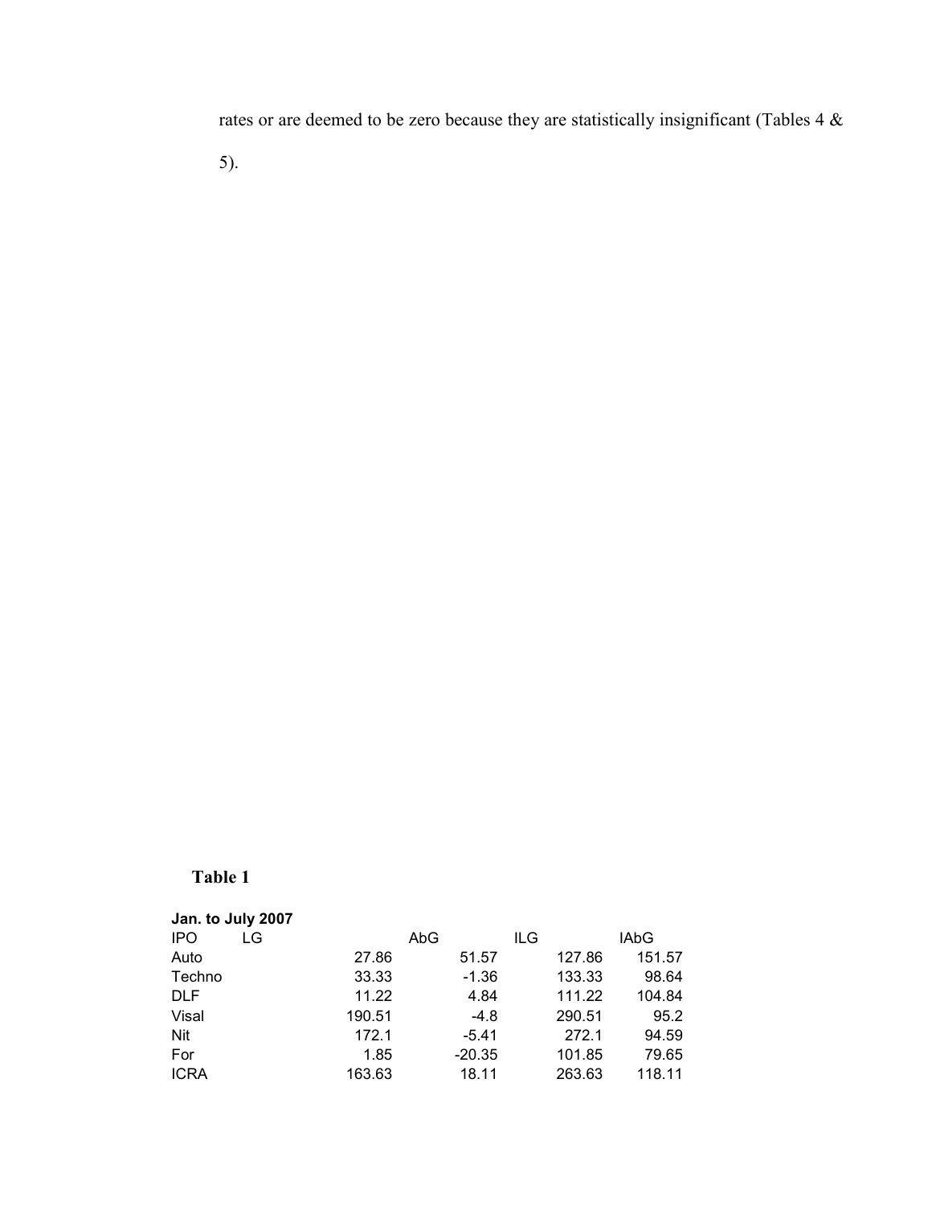rates or are deemed to be zero because they are statistically insignificant (Tables 4 & 5).

**Table 1**

**Jan. to July 2007**

| IPO | LG | AbG | ILG | IAbG |
|---|---|---|---|---|
| Auto | 27.86 | 51.57 | 127.86 | 151.57 |
| Techno | 33.33 | -1.36 | 133.33 | 98.64 |
| DLF | 11.22 | 4.84 | 111.22 | 104.84 |
| Visal | 190.51 | -4.8 | 290.51 | 95.2 |
| Nit | 172.1 | -5.41 | 272.1 | 94.59 |
| For | 1.85 | -20.35 | 101.85 | 79.65 |
| ICRA | 163.63 | 18.11 | 263.63 | 118.11 |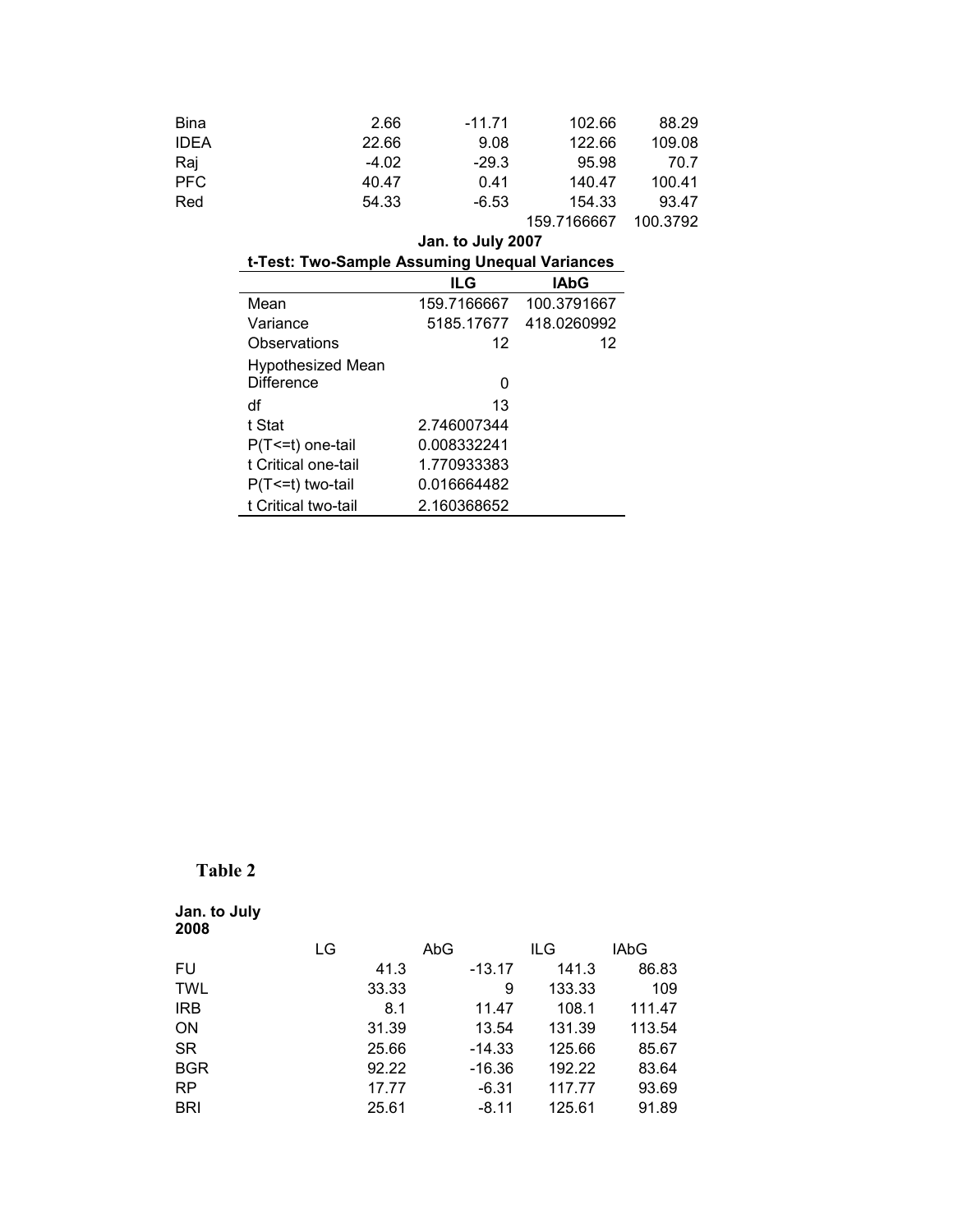| | | | | |
|---|---|---|---|---|
| Bina | 2.66 | -11.71 | 102.66 | 88.29 |
| IDEA | 22.66 | 9.08 | 122.66 | 109.08 |
| Raj | -4.02 | -29.3 | 95.98 | 70.7 |
| PFC | 40.47 | 0.41 | 140.47 | 100.41 |
| Red | 54.33 | -6.53 | 154.33 | 93.47 |
| | | | 159.7166667 | 100.3792 |

**Jan. to July 2007**

**t-Test: Two-Sample Assuming Unequal Variances**

| | ILG | IAbG |
|---|---|---|
| Mean | 159.7166667 | 100.3791667 |
| Variance | 5185.17677 | 418.0260992 |
| Observations | 12 | 12 |
| Hypothesized Mean Difference | 0 | |
| df | 13 | |
| t Stat | 2.746007344 | |
| P(T<=t) one-tail | 0.008332241 | |
| t Critical one-tail | 1.770933383 | |
| P(T<=t) two-tail | 0.016664482 | |
| t Critical two-tail | 2.160368652 | |

**Table 2**

**Jan. to July 2008**

| | LG | AbG | ILG | IAbG |
|---|---|---|---|---|
| FU | 41.3 | -13.17 | 141.3 | 86.83 |
| TWL | 33.33 | 9 | 133.33 | 109 |
| IRB | 8.1 | 11.47 | 108.1 | 111.47 |
| ON | 31.39 | 13.54 | 131.39 | 113.54 |
| SR | 25.66 | -14.33 | 125.66 | 85.67 |
| BGR | 92.22 | -16.36 | 192.22 | 83.64 |
| RP | 17.77 | -6.31 | 117.77 | 93.69 |
| BRI | 25.61 | -8.11 | 125.61 | 91.89 |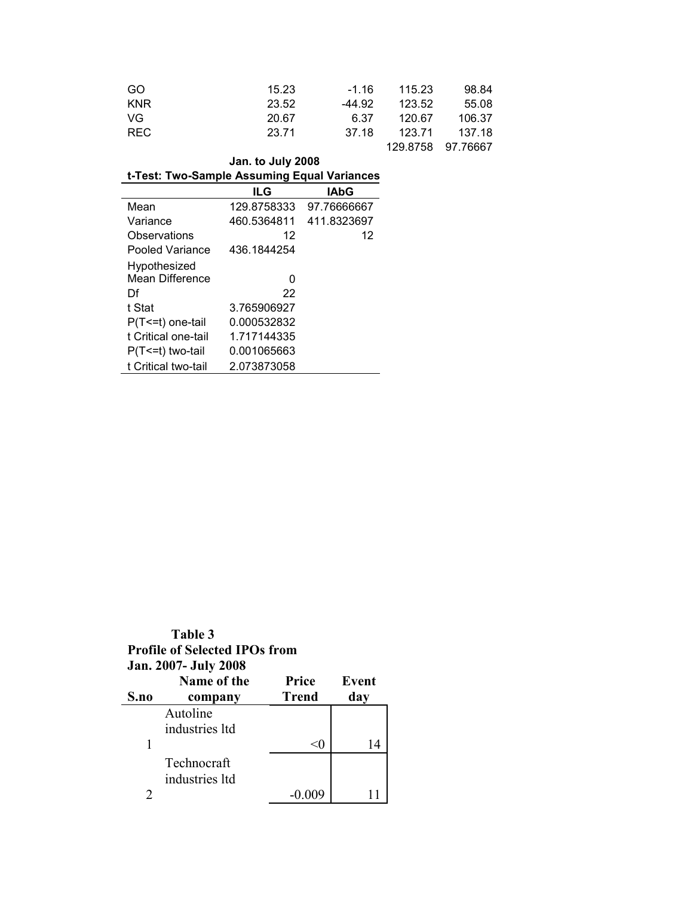| | | | | |
|---|---|---|---|---|
| GO | 15.23 | -1.16 | 115.23 | 98.84 |
| KNR | 23.52 | -44.92 | 123.52 | 55.08 |
| VG | 20.67 | 6.37 | 120.67 | 106.37 |
| REC | 23.71 | 37.18 | 123.71 | 137.18 |
| | | | 129.8758 | 97.76667 |

**Jan. to July 2008**

**t-Test: Two-Sample Assuming Equal Variances**

| | ILG | IAbG |
|---|---|---|
| Mean | 129.8758333 | 97.76666667 |
| Variance | 460.5364811 | 411.8323697 |
| Observations | 12 | 12 |
| Pooled Variance | 436.1844254 | |
| Hypothesized Mean Difference | 0 | |
| Df | 22 | |
| t Stat | 3.765906927 | |
| P(T<=t) one-tail | 0.000532832 | |
| t Critical one-tail | 1.717144335 | |
| P(T<=t) two-tail | 0.001065663 | |
| t Critical two-tail | 2.073873058 | |

**Table 3**

**Profile of Selected IPOs from Jan. 2007- July 2008**

| S.no | Name of the company | Price Trend | Event day |
|---|---|---|---|
| 1 | Autoline industries ltd | <0 | 14 |
| 2 | Technocraft industries ltd | -0.009 | 11 |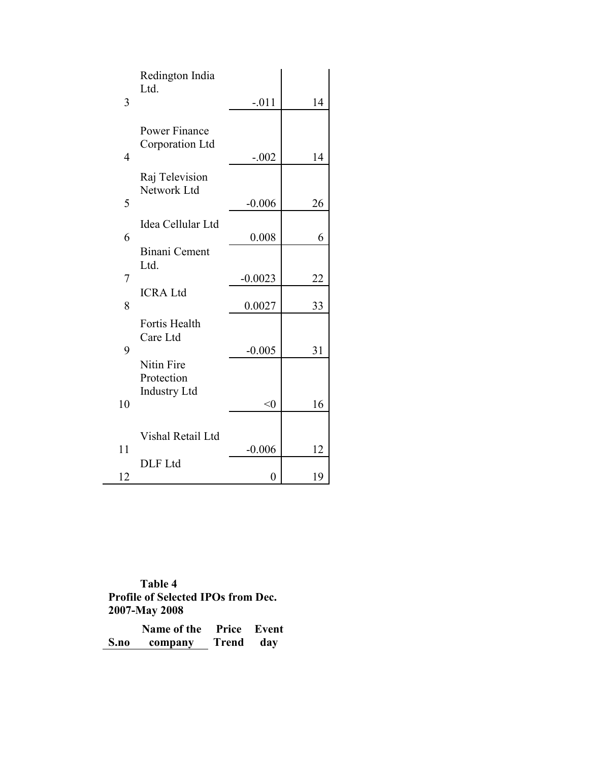| | | | |
|---|---|---|---|
| 3 | Redington India Ltd. | -.011 | 14 |
| 4 | Power Finance Corporation Ltd | -.002 | 14 |
| 5 | Raj Television Network Ltd | -0.006 | 26 |
| 6 | Idea Cellular Ltd | 0.008 | 6 |
| 7 | Binani Cement Ltd. | -0.0023 | 22 |
| 8 | ICRA Ltd | 0.0027 | 33 |
| 9 | Fortis Health Care Ltd | -0.005 | 31 |
| 10 | Nitin Fire Protection Industry Ltd | <0 | 16 |
| 11 | Vishal Retail Ltd | -0.006 | 12 |
| 12 | DLF Ltd | 0 | 19 |

**Table 4**
**Profile of Selected IPOs from Dec. 2007-May 2008**

| S.no | Name of the company | Price Trend | Event day |
|---|---|---|---|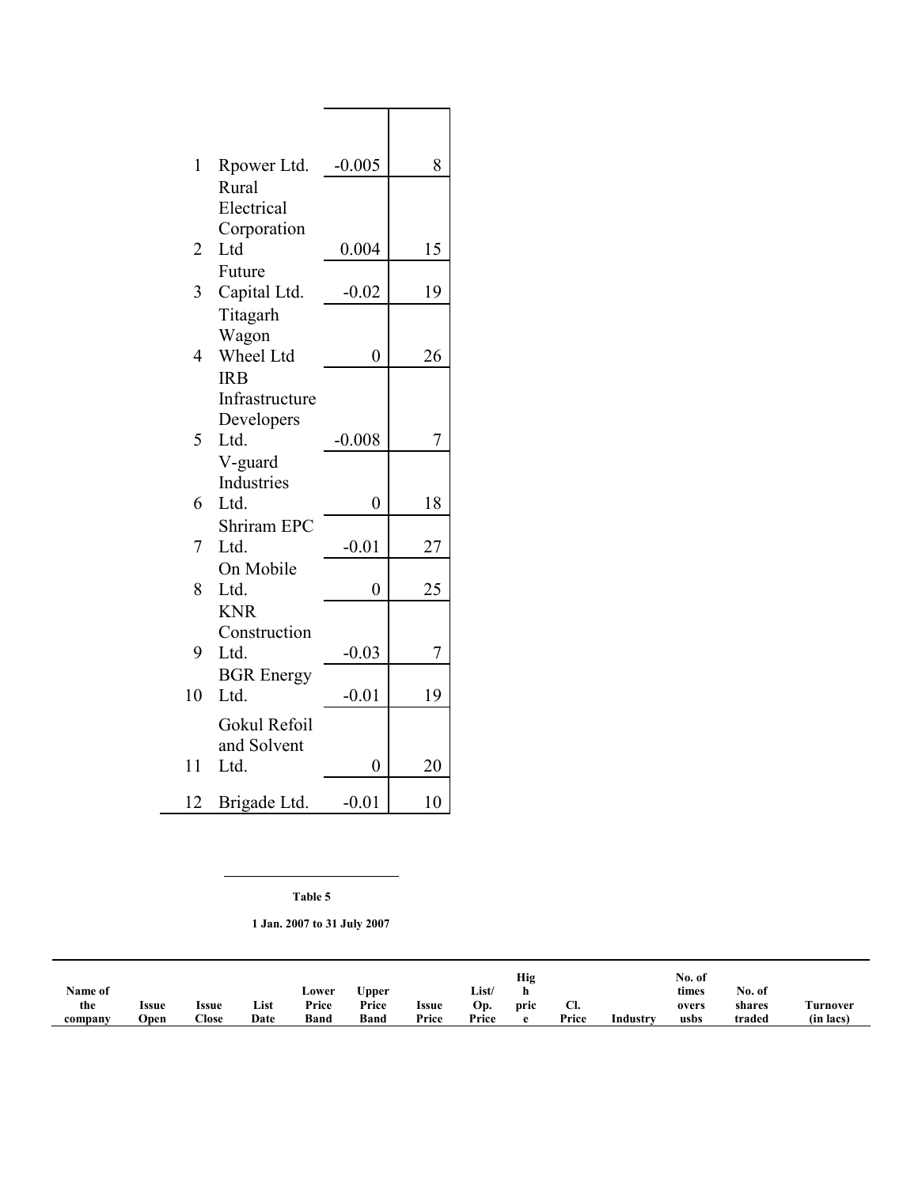| | | | |
|---|---|---|---|
| 1 | Rpower Ltd. | -0.005 | 8 |
| 2 | Rural Electrical Corporation Ltd | 0.004 | 15 |
| 3 | Future Capital Ltd. | -0.02 | 19 |
| 4 | Titagarh Wagon Wheel Ltd | 0 | 26 |
| 5 | IRB Infrastructure Developers Ltd. | -0.008 | 7 |
| 6 | V-guard Industries Ltd. | 0 | 18 |
| 7 | Shriram EPC Ltd. | -0.01 | 27 |
| 8 | On Mobile Ltd. | 0 | 25 |
| 9 | KNR Construction Ltd. | -0.03 | 7 |
| 10 | BGR Energy Ltd. | -0.01 | 19 |
| 11 | Gokul Refoil and Solvent Ltd. | 0 | 20 |
| 12 | Brigade Ltd. | -0.01 | 10 |

**Table 5**

**1 Jan. 2007 to 31 July 2007**

| Name of the company | Issue Open | Issue Close | List Date | Lower Price Band | Upper Price Band | Issue Price | List/ Op. Price | High price | Cl. Price | Industry | No. of times oversubs | No. of shares traded | Turnover (in lacs) |
|---|---|---|---|---|---|---|---|---|---|---|---|---|---|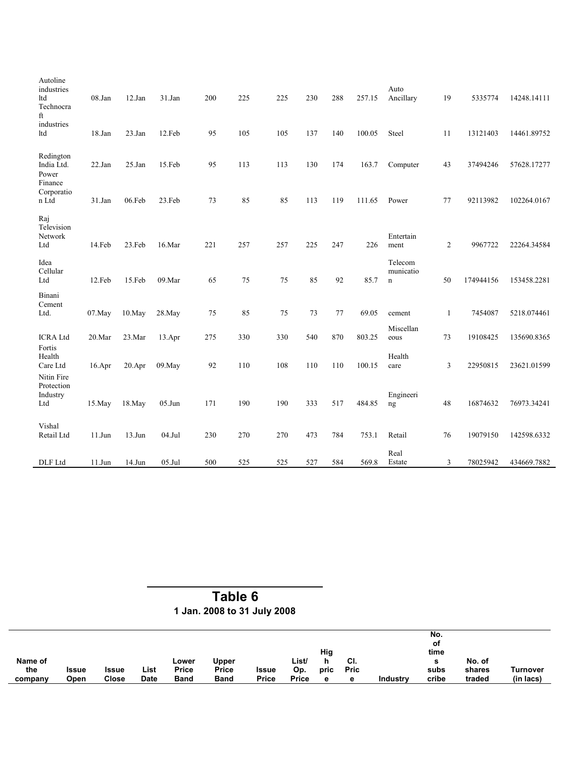| | | | | | | | | | | | | | |
|---|---|---|---|---|---|---|---|---|---|---|---|---|---|
| Autoline industries ltd | 08.Jan | 12.Jan | 31.Jan | 200 | 225 | 225 | 230 | 288 | 257.15 | Auto Ancillary | 19 | 5335774 | 14248.14111 |
| Technocraft industries ltd | 18.Jan | 23.Jan | 12.Feb | 95 | 105 | 105 | 137 | 140 | 100.05 | Steel | 11 | 13121403 | 14461.89752 |
| Redington India Ltd. | 22.Jan | 25.Jan | 15.Feb | 95 | 113 | 113 | 130 | 174 | 163.7 | Computer | 43 | 37494246 | 57628.17277 |
| Power Finance Corporation Ltd | 31.Jan | 06.Feb | 23.Feb | 73 | 85 | 85 | 113 | 119 | 111.65 | Power | 77 | 92113982 | 102264.0167 |
| Raj Television Network Ltd | 14.Feb | 23.Feb | 16.Mar | 221 | 257 | 257 | 225 | 247 | 226 | Entertainment | 2 | 9967722 | 22264.34584 |
| Idea Cellular Ltd | 12.Feb | 15.Feb | 09.Mar | 65 | 75 | 75 | 85 | 92 | 85.7 | Telecommunication | 50 | 174944156 | 153458.2281 |
| Binani Cement Ltd. | 07.May | 10.May | 28.May | 75 | 85 | 75 | 73 | 77 | 69.05 | cement | 1 | 7454087 | 5218.074461 |
| ICRA Ltd | 20.Mar | 23.Mar | 13.Apr | 275 | 330 | 330 | 540 | 870 | 803.25 | Miscellaneous | 73 | 19108425 | 135690.8365 |
| Fortis Health Care Ltd | 16.Apr | 20.Apr | 09.May | 92 | 110 | 108 | 110 | 110 | 100.15 | Health care | 3 | 22950815 | 23621.01599 |
| Nitin Fire Protection Industry Ltd | 15.May | 18.May | 05.Jun | 171 | 190 | 190 | 333 | 517 | 484.85 | Engineering | 48 | 16874632 | 76973.34241 |
| Vishal Retail Ltd | 11.Jun | 13.Jun | 04.Jul | 230 | 270 | 270 | 473 | 784 | 753.1 | Retail | 76 | 19079150 | 142598.6332 |
| DLF Ltd | 11.Jun | 14.Jun | 05.Jul | 500 | 525 | 525 | 527 | 584 | 569.8 | Real Estate | 3 | 78025942 | 434669.7882 |

## Table 6

**1 Jan. 2008 to 31 July 2008**

| Name of the company | Issue Open | Issue Close | List Date | Lower Price Band | Upper Price Band | Issue Price | List/ Op. Price | High price | Cl. Price | Industry | No. of times subscribe | No. of shares traded | Turnover (in lacs) |
|---|---|---|---|---|---|---|---|---|---|---|---|---|---|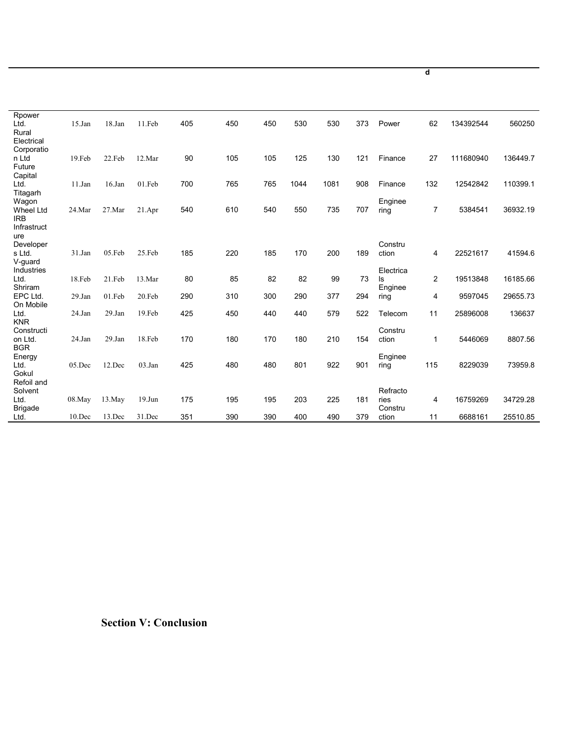| | | | | | | | | | | | d | | |
|---|---|---|---|---|---|---|---|---|---|---|---|---|---|
| Rpower Ltd. | 15.Jan | 18.Jan | 11.Feb | 405 | 450 | 450 | 530 | 530 | 373 | Power | 62 | 134392544 | 560250 |
| Rural Electrical Corporation Ltd | 19.Feb | 22.Feb | 12.Mar | 90 | 105 | 105 | 125 | 130 | 121 | Finance | 27 | 111680940 | 136449.7 |
| Future Capital Ltd. | 11.Jan | 16.Jan | 01.Feb | 700 | 765 | 765 | 1044 | 1081 | 908 | Finance | 132 | 12542842 | 110399.1 |
| Titagarh Wagon Wheel Ltd | 24.Mar | 27.Mar | 21.Apr | 540 | 610 | 540 | 550 | 735 | 707 | Engineering | 7 | 5384541 | 36932.19 |
| IRB Infrastructure Developers Ltd. | 31.Jan | 05.Feb | 25.Feb | 185 | 220 | 185 | 170 | 200 | 189 | Construction | 4 | 22521617 | 41594.6 |
| V-guard Industries Ltd. | 18.Feb | 21.Feb | 13.Mar | 80 | 85 | 82 | 82 | 99 | 73 | Electricals | 2 | 19513848 | 16185.66 |
| Shriram EPC Ltd. | 29.Jan | 01.Feb | 20.Feb | 290 | 310 | 300 | 290 | 377 | 294 | Engineering | 4 | 9597045 | 29655.73 |
| On Mobile Ltd. | 24.Jan | 29.Jan | 19.Feb | 425 | 450 | 440 | 440 | 579 | 522 | Telecom | 11 | 25896008 | 136637 |
| KNR Construction Ltd. | 24.Jan | 29.Jan | 18.Feb | 170 | 180 | 170 | 180 | 210 | 154 | Construction | 1 | 5446069 | 8807.56 |
| BGR Energy Ltd. | 05.Dec | 12.Dec | 03.Jan | 425 | 480 | 480 | 801 | 922 | 901 | Engineering | 115 | 8229039 | 73959.8 |
| Gokul Refoil and Solvent Ltd. | 08.May | 13.May | 19.Jun | 175 | 195 | 195 | 203 | 225 | 181 | Refractories | 4 | 16759269 | 34729.28 |
| Brigade Ltd. | 10.Dec | 13.Dec | 31.Dec | 351 | 390 | 390 | 400 | 490 | 379 | Construction | 11 | 6688161 | 25510.85 |

## Section V: Conclusion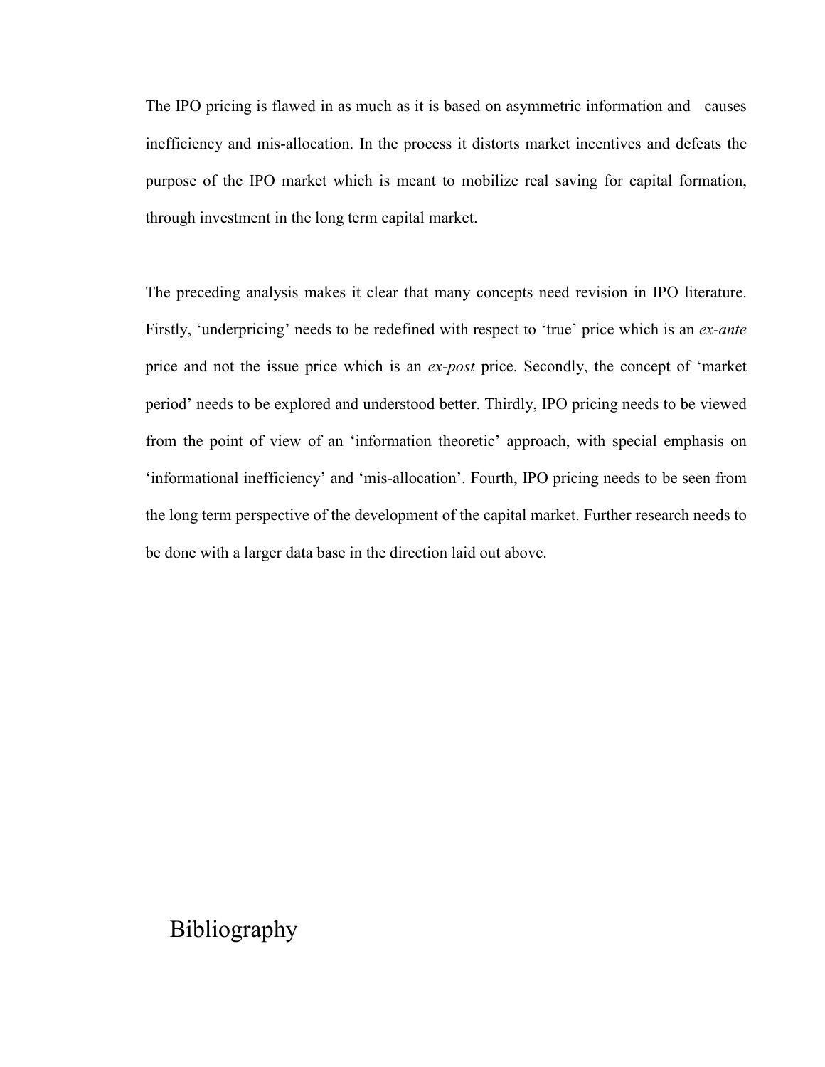The IPO pricing is flawed in as much as it is based on asymmetric information and causes inefficiency and mis-allocation. In the process it distorts market incentives and defeats the purpose of the IPO market which is meant to mobilize real saving for capital formation, through investment in the long term capital market.

The preceding analysis makes it clear that many concepts need revision in IPO literature. Firstly, 'underpricing' needs to be redefined with respect to 'true' price which is an *ex-ante* price and not the issue price which is an *ex-post* price. Secondly, the concept of 'market period' needs to be explored and understood better. Thirdly, IPO pricing needs to be viewed from the point of view of an 'information theoretic' approach, with special emphasis on 'informational inefficiency' and 'mis-allocation'. Fourth, IPO pricing needs to be seen from the long term perspective of the development of the capital market. Further research needs to be done with a larger data base in the direction laid out above.

# Bibliography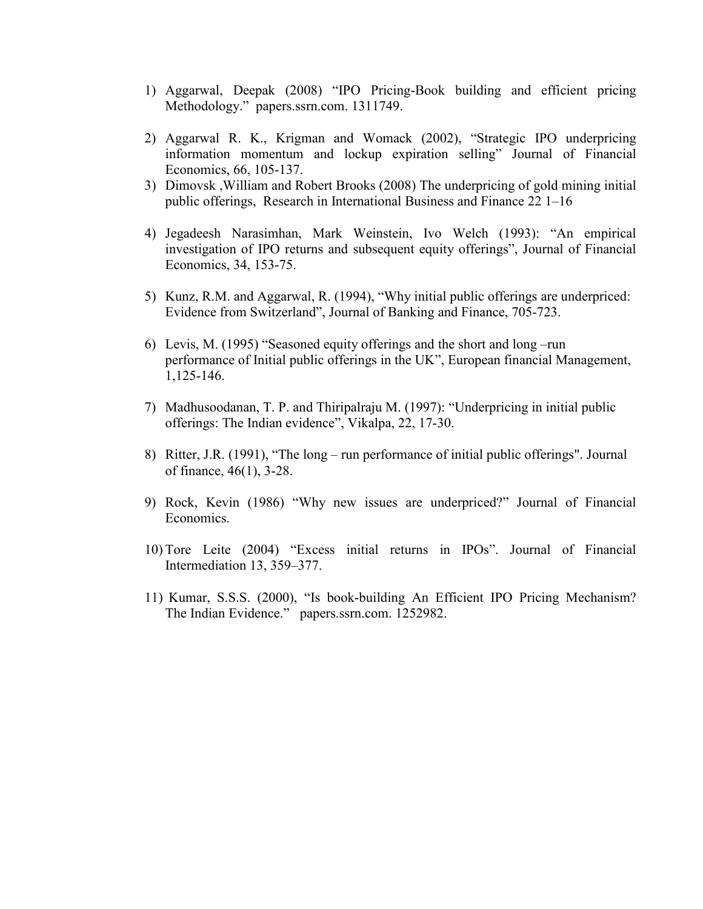1) Aggarwal, Deepak (2008) "IPO Pricing-Book building and efficient pricing Methodology." papers.ssrn.com. 1311749.

2) Aggarwal R. K., Krigman and Womack (2002), "Strategic IPO underpricing information momentum and lockup expiration selling" Journal of Financial Economics, 66, 105-137.

3) Dimovsk ,William and Robert Brooks (2008) The underpricing of gold mining initial public offerings, Research in International Business and Finance 22 1–16

4) Jegadeesh Narasimhan, Mark Weinstein, Ivo Welch (1993): "An empirical investigation of IPO returns and subsequent equity offerings", Journal of Financial Economics, 34, 153-75.

5) Kunz, R.M. and Aggarwal, R. (1994), "Why initial public offerings are underpriced: Evidence from Switzerland", Journal of Banking and Finance, 705-723.

6) Levis, M. (1995) "Seasoned equity offerings and the short and long –run performance of Initial public offerings in the UK", European financial Management, 1,125-146.

7) Madhusoodanan, T. P. and Thiripalraju M. (1997): "Underpricing in initial public offerings: The Indian evidence", Vikalpa, 22, 17-30.

8) Ritter, J.R. (1991), "The long – run performance of initial public offerings". Journal of finance, 46(1), 3-28.

9) Rock, Kevin (1986) "Why new issues are underpriced?" Journal of Financial Economics.

10) Tore Leite (2004) "Excess initial returns in IPOs". Journal of Financial Intermediation 13, 359–377.

11) Kumar, S.S.S. (2000), "Is book-building An Efficient IPO Pricing Mechanism? The Indian Evidence." papers.ssrn.com. 1252982.